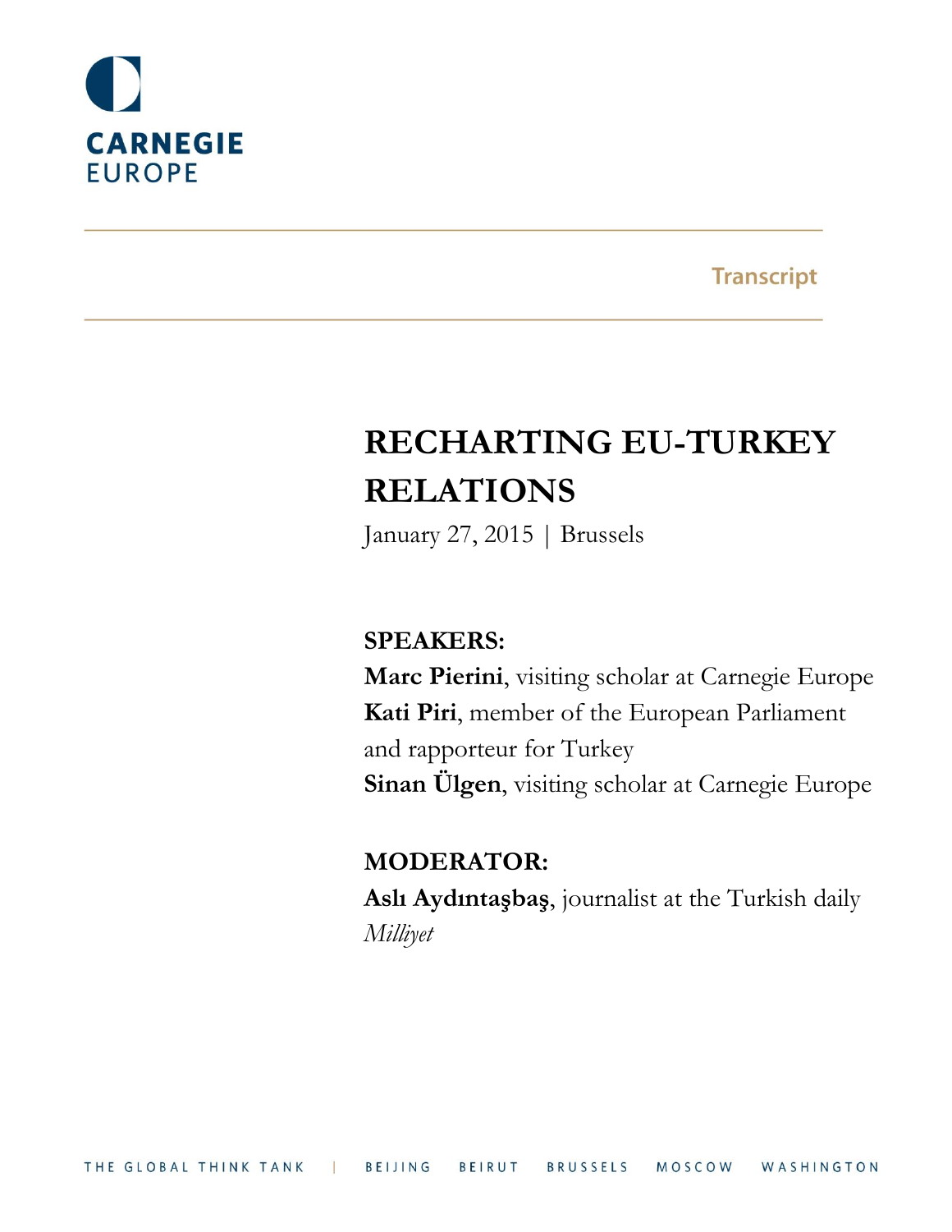CARNEGIE
EUROPE

Transcript

# RECHARTING EU-TURKEY RELATIONS

January 27, 2015 | Brussels

**SPEAKERS:**

**Marc Pierini**, visiting scholar at Carnegie Europe

**Kati Piri**, member of the European Parliament and rapporteur for Turkey

**Sinan Ülgen**, visiting scholar at Carnegie Europe

**MODERATOR:**

**Aslı Aydıntaşbaş**, journalist at the Turkish daily *Milliyet*

THE GLOBAL THINK TANK | BEIJING BEIRUT BRUSSELS MOSCOW WASHINGTON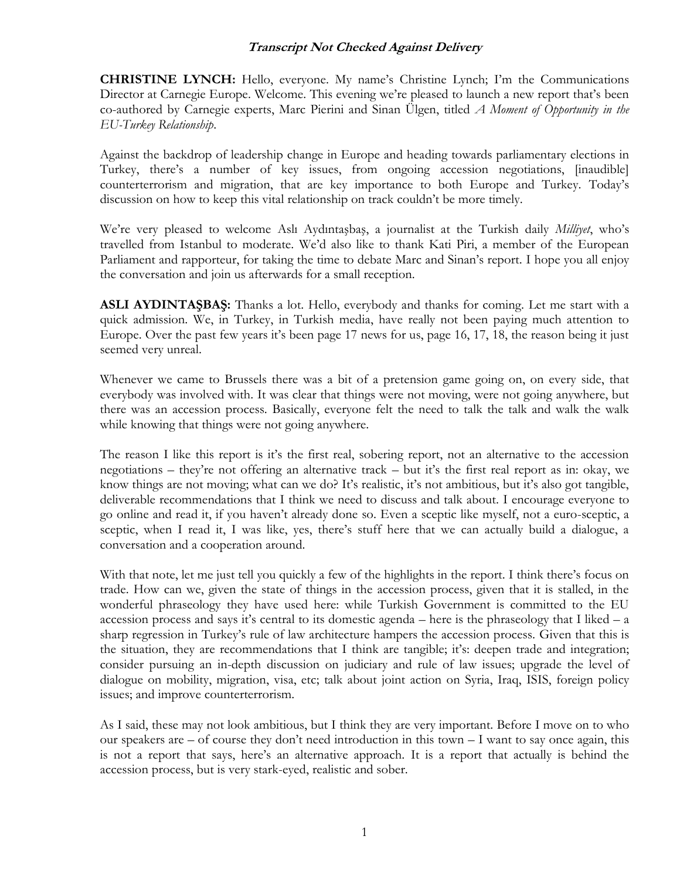***Transcript Not Checked Against Delivery***

**CHRISTINE LYNCH:** Hello, everyone. My name's Christine Lynch; I'm the Communications Director at Carnegie Europe. Welcome. This evening we're pleased to launch a new report that's been co-authored by Carnegie experts, Marc Pierini and Sinan Ülgen, titled *A Moment of Opportunity in the EU-Turkey Relationship*.

Against the backdrop of leadership change in Europe and heading towards parliamentary elections in Turkey, there's a number of key issues, from ongoing accession negotiations, [inaudible] counterterrorism and migration, that are key importance to both Europe and Turkey. Today's discussion on how to keep this vital relationship on track couldn't be more timely.

We're very pleased to welcome Aslı Aydıntaşbaş, a journalist at the Turkish daily *Milliyet*, who's travelled from Istanbul to moderate. We'd also like to thank Kati Piri, a member of the European Parliament and rapporteur, for taking the time to debate Marc and Sinan's report. I hope you all enjoy the conversation and join us afterwards for a small reception.

**ASLI AYDINTAŞBAŞ:** Thanks a lot. Hello, everybody and thanks for coming. Let me start with a quick admission. We, in Turkey, in Turkish media, have really not been paying much attention to Europe. Over the past few years it's been page 17 news for us, page 16, 17, 18, the reason being it just seemed very unreal.

Whenever we came to Brussels there was a bit of a pretension game going on, on every side, that everybody was involved with. It was clear that things were not moving, were not going anywhere, but there was an accession process. Basically, everyone felt the need to talk the talk and walk the walk while knowing that things were not going anywhere.

The reason I like this report is it's the first real, sobering report, not an alternative to the accession negotiations – they're not offering an alternative track – but it's the first real report as in: okay, we know things are not moving; what can we do? It's realistic, it's not ambitious, but it's also got tangible, deliverable recommendations that I think we need to discuss and talk about. I encourage everyone to go online and read it, if you haven't already done so. Even a sceptic like myself, not a euro-sceptic, a sceptic, when I read it, I was like, yes, there's stuff here that we can actually build a dialogue, a conversation and a cooperation around.

With that note, let me just tell you quickly a few of the highlights in the report. I think there's focus on trade. How can we, given the state of things in the accession process, given that it is stalled, in the wonderful phraseology they have used here: while Turkish Government is committed to the EU accession process and says it's central to its domestic agenda – here is the phraseology that I liked – a sharp regression in Turkey's rule of law architecture hampers the accession process. Given that this is the situation, they are recommendations that I think are tangible; it's: deepen trade and integration; consider pursuing an in-depth discussion on judiciary and rule of law issues; upgrade the level of dialogue on mobility, migration, visa, etc; talk about joint action on Syria, Iraq, ISIS, foreign policy issues; and improve counterterrorism.

As I said, these may not look ambitious, but I think they are very important. Before I move on to who our speakers are – of course they don't need introduction in this town – I want to say once again, this is not a report that says, here's an alternative approach. It is a report that actually is behind the accession process, but is very stark-eyed, realistic and sober.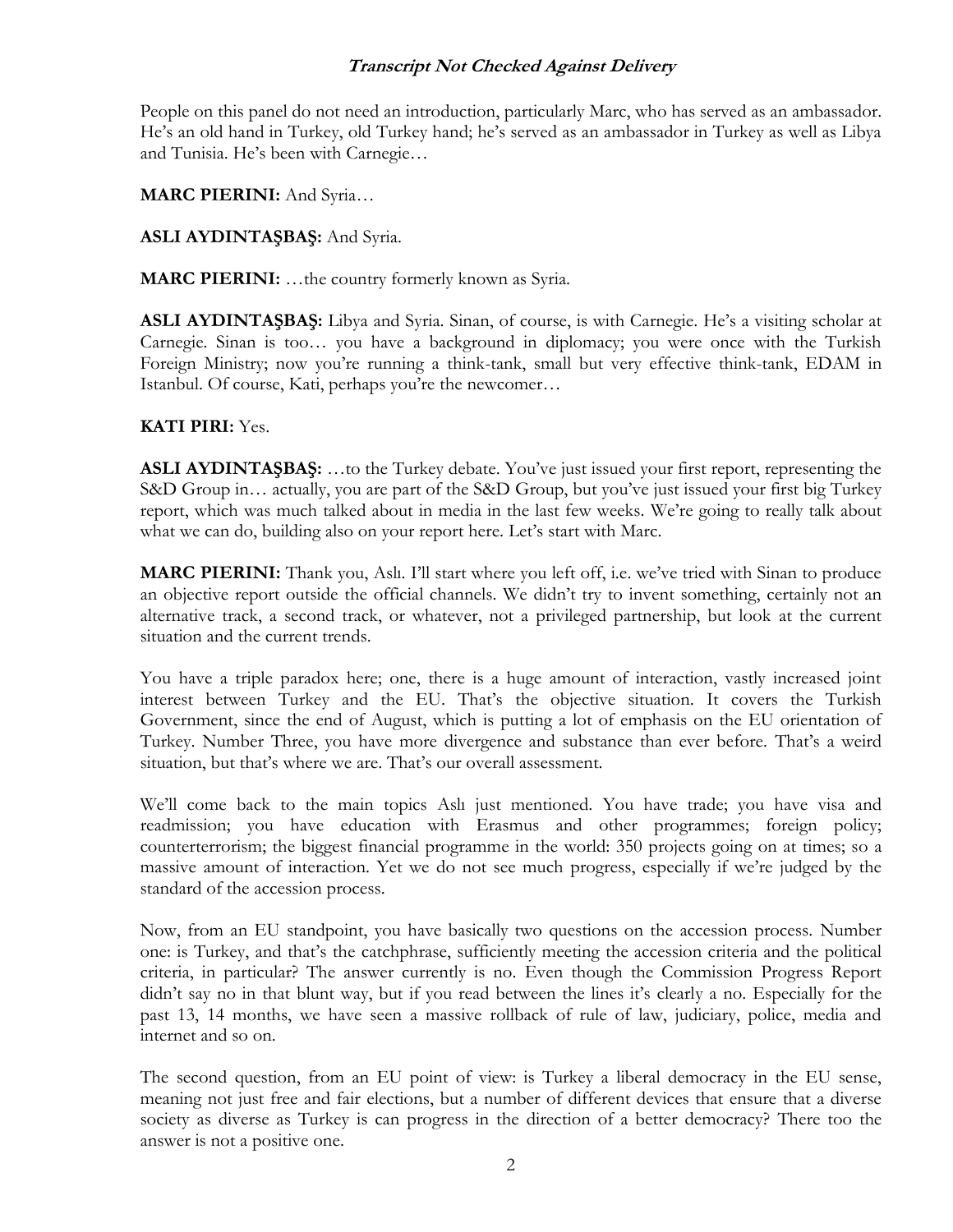People on this panel do not need an introduction, particularly Marc, who has served as an ambassador. He's an old hand in Turkey, old Turkey hand; he's served as an ambassador in Turkey as well as Libya and Tunisia. He's been with Carnegie…

**MARC PIERINI:** And Syria…

**ASLI AYDINTAŞBAŞ:** And Syria.

**MARC PIERINI:** …the country formerly known as Syria.

**ASLI AYDINTAŞBAŞ:** Libya and Syria. Sinan, of course, is with Carnegie. He's a visiting scholar at Carnegie. Sinan is too… you have a background in diplomacy; you were once with the Turkish Foreign Ministry; now you're running a think-tank, small but very effective think-tank, EDAM in Istanbul. Of course, Kati, perhaps you're the newcomer…

**KATI PIRI:** Yes.

**ASLI AYDINTAŞBAŞ:** …to the Turkey debate. You've just issued your first report, representing the S&D Group in… actually, you are part of the S&D Group, but you've just issued your first big Turkey report, which was much talked about in media in the last few weeks. We're going to really talk about what we can do, building also on your report here. Let's start with Marc.

**MARC PIERINI:** Thank you, Aslı. I'll start where you left off, i.e. we've tried with Sinan to produce an objective report outside the official channels. We didn't try to invent something, certainly not an alternative track, a second track, or whatever, not a privileged partnership, but look at the current situation and the current trends.

You have a triple paradox here; one, there is a huge amount of interaction, vastly increased joint interest between Turkey and the EU. That's the objective situation. It covers the Turkish Government, since the end of August, which is putting a lot of emphasis on the EU orientation of Turkey. Number Three, you have more divergence and substance than ever before. That's a weird situation, but that's where we are. That's our overall assessment.

We'll come back to the main topics Aslı just mentioned. You have trade; you have visa and readmission; you have education with Erasmus and other programmes; foreign policy; counterterrorism; the biggest financial programme in the world: 350 projects going on at times; so a massive amount of interaction. Yet we do not see much progress, especially if we're judged by the standard of the accession process.

Now, from an EU standpoint, you have basically two questions on the accession process. Number one: is Turkey, and that's the catchphrase, sufficiently meeting the accession criteria and the political criteria, in particular? The answer currently is no. Even though the Commission Progress Report didn't say no in that blunt way, but if you read between the lines it's clearly a no. Especially for the past 13, 14 months, we have seen a massive rollback of rule of law, judiciary, police, media and internet and so on.

The second question, from an EU point of view: is Turkey a liberal democracy in the EU sense, meaning not just free and fair elections, but a number of different devices that ensure that a diverse society as diverse as Turkey is can progress in the direction of a better democracy? There too the answer is not a positive one.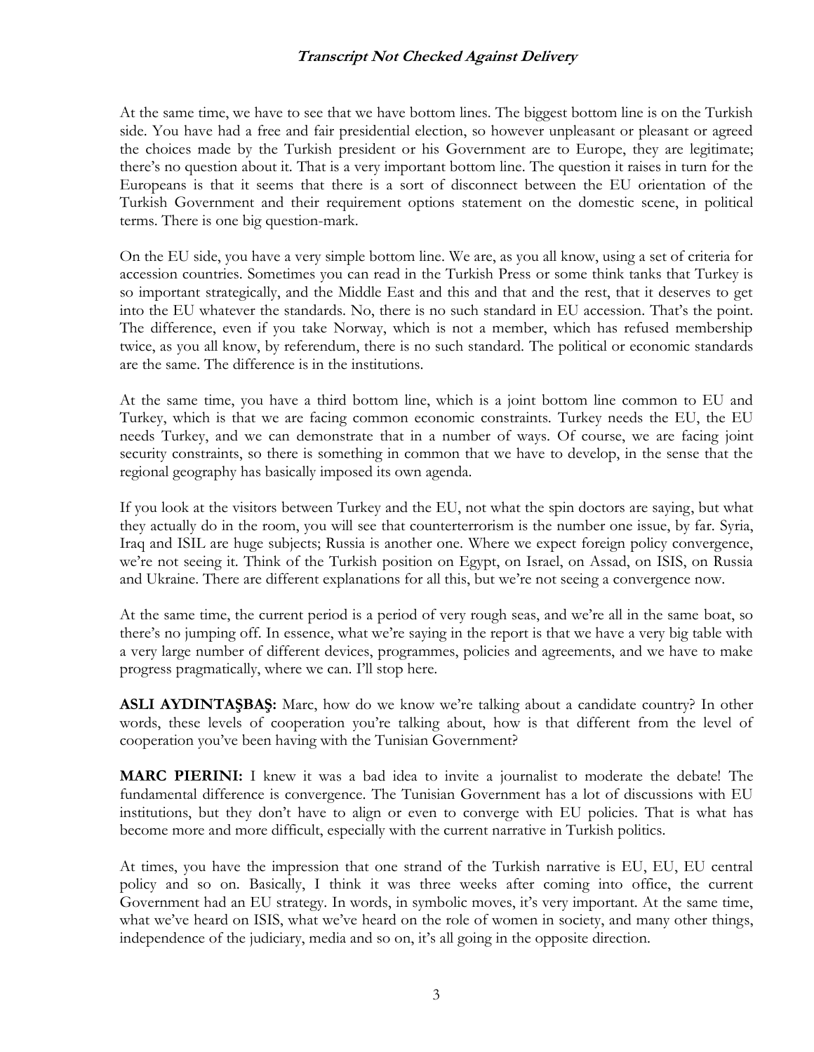At the same time, we have to see that we have bottom lines. The biggest bottom line is on the Turkish side. You have had a free and fair presidential election, so however unpleasant or pleasant or agreed the choices made by the Turkish president or his Government are to Europe, they are legitimate; there's no question about it. That is a very important bottom line. The question it raises in turn for the Europeans is that it seems that there is a sort of disconnect between the EU orientation of the Turkish Government and their requirement options statement on the domestic scene, in political terms. There is one big question-mark.

On the EU side, you have a very simple bottom line. We are, as you all know, using a set of criteria for accession countries. Sometimes you can read in the Turkish Press or some think tanks that Turkey is so important strategically, and the Middle East and this and that and the rest, that it deserves to get into the EU whatever the standards. No, there is no such standard in EU accession. That's the point. The difference, even if you take Norway, which is not a member, which has refused membership twice, as you all know, by referendum, there is no such standard. The political or economic standards are the same. The difference is in the institutions.

At the same time, you have a third bottom line, which is a joint bottom line common to EU and Turkey, which is that we are facing common economic constraints. Turkey needs the EU, the EU needs Turkey, and we can demonstrate that in a number of ways. Of course, we are facing joint security constraints, so there is something in common that we have to develop, in the sense that the regional geography has basically imposed its own agenda.

If you look at the visitors between Turkey and the EU, not what the spin doctors are saying, but what they actually do in the room, you will see that counterterrorism is the number one issue, by far. Syria, Iraq and ISIL are huge subjects; Russia is another one. Where we expect foreign policy convergence, we're not seeing it. Think of the Turkish position on Egypt, on Israel, on Assad, on ISIS, on Russia and Ukraine. There are different explanations for all this, but we're not seeing a convergence now.

At the same time, the current period is a period of very rough seas, and we're all in the same boat, so there's no jumping off. In essence, what we're saying in the report is that we have a very big table with a very large number of different devices, programmes, policies and agreements, and we have to make progress pragmatically, where we can. I'll stop here.

**ASLI AYDINTAŞBAŞ:** Marc, how do we know we're talking about a candidate country? In other words, these levels of cooperation you're talking about, how is that different from the level of cooperation you've been having with the Tunisian Government?

**MARC PIERINI:** I knew it was a bad idea to invite a journalist to moderate the debate! The fundamental difference is convergence. The Tunisian Government has a lot of discussions with EU institutions, but they don't have to align or even to converge with EU policies. That is what has become more and more difficult, especially with the current narrative in Turkish politics.

At times, you have the impression that one strand of the Turkish narrative is EU, EU, EU central policy and so on. Basically, I think it was three weeks after coming into office, the current Government had an EU strategy. In words, in symbolic moves, it's very important. At the same time, what we've heard on ISIS, what we've heard on the role of women in society, and many other things, independence of the judiciary, media and so on, it's all going in the opposite direction.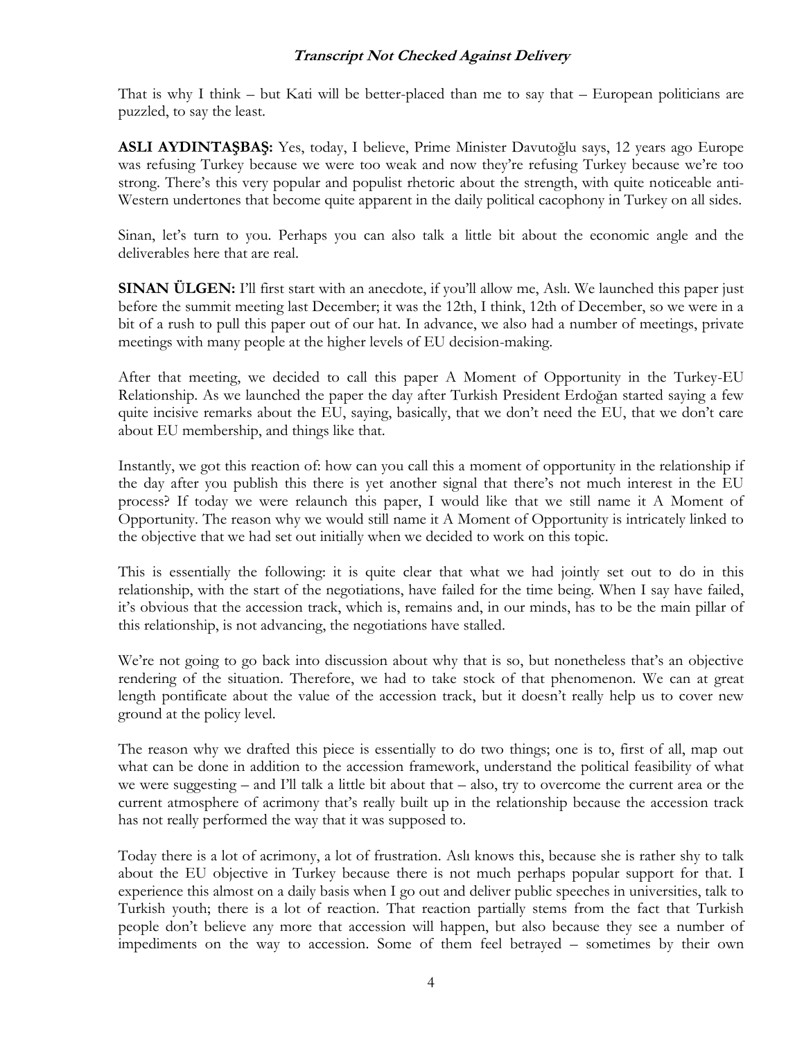That is why I think – but Kati will be better-placed than me to say that – European politicians are puzzled, to say the least.

**ASLI AYDINTAŞBAŞ:** Yes, today, I believe, Prime Minister Davutoğlu says, 12 years ago Europe was refusing Turkey because we were too weak and now they're refusing Turkey because we're too strong. There's this very popular and populist rhetoric about the strength, with quite noticeable anti-Western undertones that become quite apparent in the daily political cacophony in Turkey on all sides.

Sinan, let's turn to you. Perhaps you can also talk a little bit about the economic angle and the deliverables here that are real.

**SINAN ÜLGEN:** I'll first start with an anecdote, if you'll allow me, Aslı. We launched this paper just before the summit meeting last December; it was the 12th, I think, 12th of December, so we were in a bit of a rush to pull this paper out of our hat. In advance, we also had a number of meetings, private meetings with many people at the higher levels of EU decision-making.

After that meeting, we decided to call this paper A Moment of Opportunity in the Turkey-EU Relationship. As we launched the paper the day after Turkish President Erdoğan started saying a few quite incisive remarks about the EU, saying, basically, that we don't need the EU, that we don't care about EU membership, and things like that.

Instantly, we got this reaction of: how can you call this a moment of opportunity in the relationship if the day after you publish this there is yet another signal that there's not much interest in the EU process? If today we were relaunch this paper, I would like that we still name it A Moment of Opportunity. The reason why we would still name it A Moment of Opportunity is intricately linked to the objective that we had set out initially when we decided to work on this topic.

This is essentially the following: it is quite clear that what we had jointly set out to do in this relationship, with the start of the negotiations, have failed for the time being. When I say have failed, it's obvious that the accession track, which is, remains and, in our minds, has to be the main pillar of this relationship, is not advancing, the negotiations have stalled.

We're not going to go back into discussion about why that is so, but nonetheless that's an objective rendering of the situation. Therefore, we had to take stock of that phenomenon. We can at great length pontificate about the value of the accession track, but it doesn't really help us to cover new ground at the policy level.

The reason why we drafted this piece is essentially to do two things; one is to, first of all, map out what can be done in addition to the accession framework, understand the political feasibility of what we were suggesting – and I'll talk a little bit about that – also, try to overcome the current area or the current atmosphere of acrimony that's really built up in the relationship because the accession track has not really performed the way that it was supposed to.

Today there is a lot of acrimony, a lot of frustration. Aslı knows this, because she is rather shy to talk about the EU objective in Turkey because there is not much perhaps popular support for that. I experience this almost on a daily basis when I go out and deliver public speeches in universities, talk to Turkish youth; there is a lot of reaction. That reaction partially stems from the fact that Turkish people don't believe any more that accession will happen, but also because they see a number of impediments on the way to accession. Some of them feel betrayed – sometimes by their own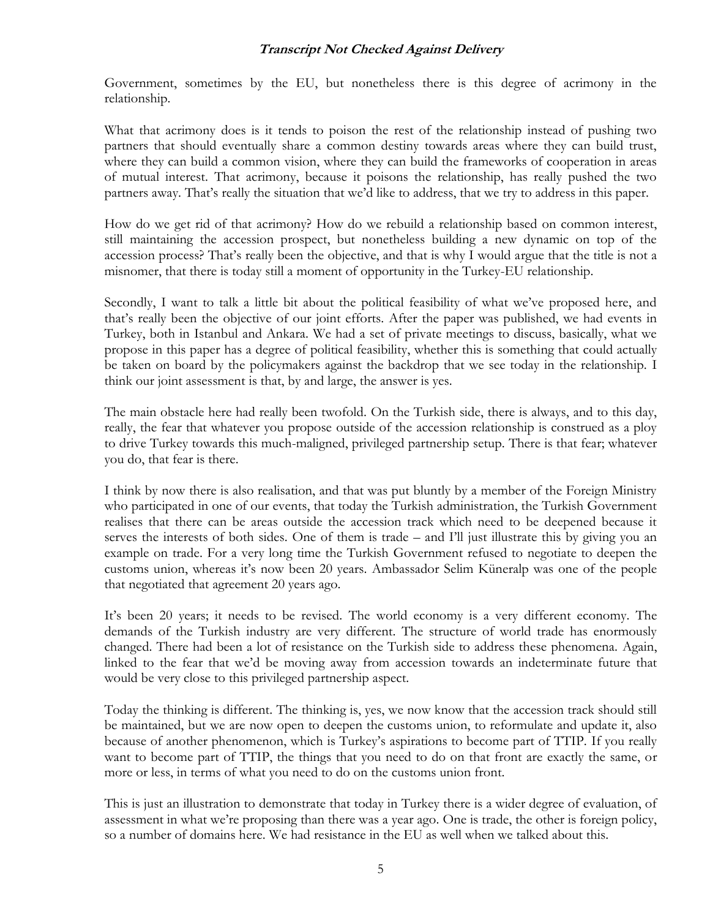Government, sometimes by the EU, but nonetheless there is this degree of acrimony in the relationship.

What that acrimony does is it tends to poison the rest of the relationship instead of pushing two partners that should eventually share a common destiny towards areas where they can build trust, where they can build a common vision, where they can build the frameworks of cooperation in areas of mutual interest. That acrimony, because it poisons the relationship, has really pushed the two partners away. That's really the situation that we'd like to address, that we try to address in this paper.

How do we get rid of that acrimony? How do we rebuild a relationship based on common interest, still maintaining the accession prospect, but nonetheless building a new dynamic on top of the accession process? That's really been the objective, and that is why I would argue that the title is not a misnomer, that there is today still a moment of opportunity in the Turkey-EU relationship.

Secondly, I want to talk a little bit about the political feasibility of what we've proposed here, and that's really been the objective of our joint efforts. After the paper was published, we had events in Turkey, both in Istanbul and Ankara. We had a set of private meetings to discuss, basically, what we propose in this paper has a degree of political feasibility, whether this is something that could actually be taken on board by the policymakers against the backdrop that we see today in the relationship. I think our joint assessment is that, by and large, the answer is yes.

The main obstacle here had really been twofold. On the Turkish side, there is always, and to this day, really, the fear that whatever you propose outside of the accession relationship is construed as a ploy to drive Turkey towards this much-maligned, privileged partnership setup. There is that fear; whatever you do, that fear is there.

I think by now there is also realisation, and that was put bluntly by a member of the Foreign Ministry who participated in one of our events, that today the Turkish administration, the Turkish Government realises that there can be areas outside the accession track which need to be deepened because it serves the interests of both sides. One of them is trade – and I'll just illustrate this by giving you an example on trade. For a very long time the Turkish Government refused to negotiate to deepen the customs union, whereas it's now been 20 years. Ambassador Selim Küneralp was one of the people that negotiated that agreement 20 years ago.

It's been 20 years; it needs to be revised. The world economy is a very different economy. The demands of the Turkish industry are very different. The structure of world trade has enormously changed. There had been a lot of resistance on the Turkish side to address these phenomena. Again, linked to the fear that we'd be moving away from accession towards an indeterminate future that would be very close to this privileged partnership aspect.

Today the thinking is different. The thinking is, yes, we now know that the accession track should still be maintained, but we are now open to deepen the customs union, to reformulate and update it, also because of another phenomenon, which is Turkey's aspirations to become part of TTIP. If you really want to become part of TTIP, the things that you need to do on that front are exactly the same, or more or less, in terms of what you need to do on the customs union front.

This is just an illustration to demonstrate that today in Turkey there is a wider degree of evaluation, of assessment in what we're proposing than there was a year ago. One is trade, the other is foreign policy, so a number of domains here. We had resistance in the EU as well when we talked about this.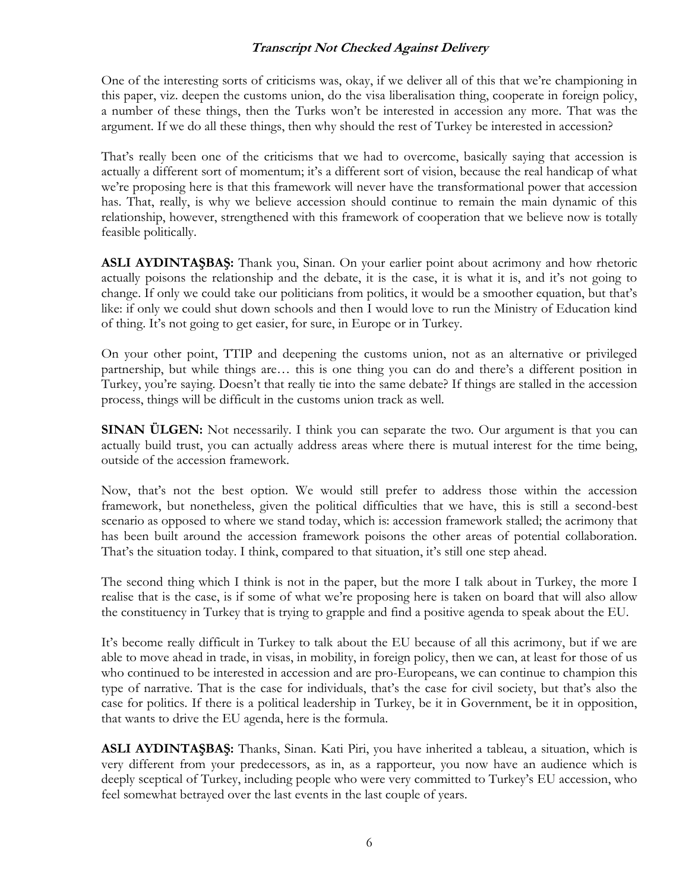One of the interesting sorts of criticisms was, okay, if we deliver all of this that we're championing in this paper, viz. deepen the customs union, do the visa liberalisation thing, cooperate in foreign policy, a number of these things, then the Turks won't be interested in accession any more. That was the argument. If we do all these things, then why should the rest of Turkey be interested in accession?

That's really been one of the criticisms that we had to overcome, basically saying that accession is actually a different sort of momentum; it's a different sort of vision, because the real handicap of what we're proposing here is that this framework will never have the transformational power that accession has. That, really, is why we believe accession should continue to remain the main dynamic of this relationship, however, strengthened with this framework of cooperation that we believe now is totally feasible politically.

**ASLI AYDINTAŞBAŞ:** Thank you, Sinan. On your earlier point about acrimony and how rhetoric actually poisons the relationship and the debate, it is the case, it is what it is, and it's not going to change. If only we could take our politicians from politics, it would be a smoother equation, but that's like: if only we could shut down schools and then I would love to run the Ministry of Education kind of thing. It's not going to get easier, for sure, in Europe or in Turkey.

On your other point, TTIP and deepening the customs union, not as an alternative or privileged partnership, but while things are… this is one thing you can do and there's a different position in Turkey, you're saying. Doesn't that really tie into the same debate? If things are stalled in the accession process, things will be difficult in the customs union track as well.

**SINAN ÜLGEN:** Not necessarily. I think you can separate the two. Our argument is that you can actually build trust, you can actually address areas where there is mutual interest for the time being, outside of the accession framework.

Now, that's not the best option. We would still prefer to address those within the accession framework, but nonetheless, given the political difficulties that we have, this is still a second-best scenario as opposed to where we stand today, which is: accession framework stalled; the acrimony that has been built around the accession framework poisons the other areas of potential collaboration. That's the situation today. I think, compared to that situation, it's still one step ahead.

The second thing which I think is not in the paper, but the more I talk about in Turkey, the more I realise that is the case, is if some of what we're proposing here is taken on board that will also allow the constituency in Turkey that is trying to grapple and find a positive agenda to speak about the EU.

It's become really difficult in Turkey to talk about the EU because of all this acrimony, but if we are able to move ahead in trade, in visas, in mobility, in foreign policy, then we can, at least for those of us who continued to be interested in accession and are pro-Europeans, we can continue to champion this type of narrative. That is the case for individuals, that's the case for civil society, but that's also the case for politics. If there is a political leadership in Turkey, be it in Government, be it in opposition, that wants to drive the EU agenda, here is the formula.

**ASLI AYDINTAŞBAŞ:** Thanks, Sinan. Kati Piri, you have inherited a tableau, a situation, which is very different from your predecessors, as in, as a rapporteur, you now have an audience which is deeply sceptical of Turkey, including people who were very committed to Turkey's EU accession, who feel somewhat betrayed over the last events in the last couple of years.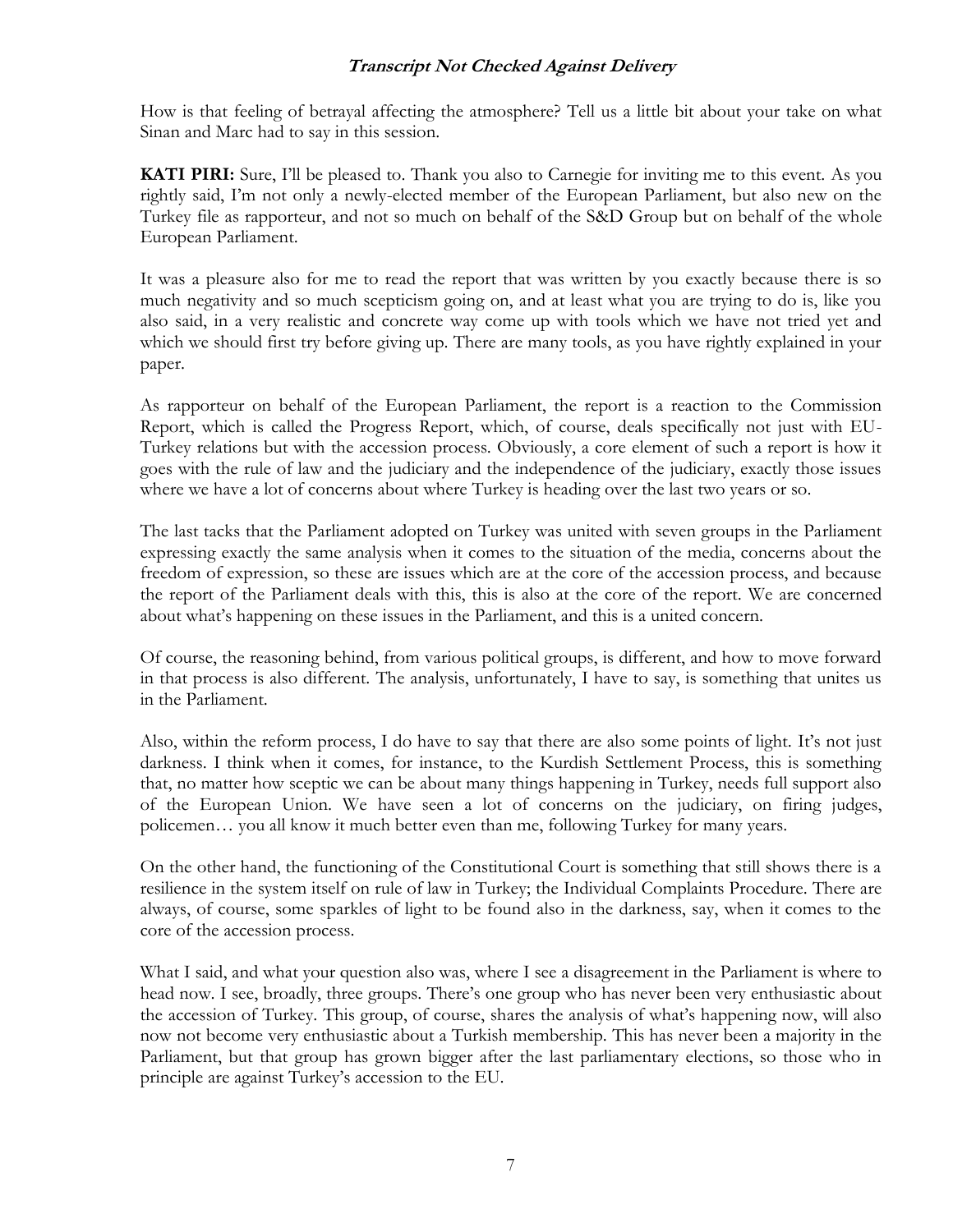How is that feeling of betrayal affecting the atmosphere? Tell us a little bit about your take on what Sinan and Marc had to say in this session.

**KATI PIRI:** Sure, I'll be pleased to. Thank you also to Carnegie for inviting me to this event. As you rightly said, I'm not only a newly-elected member of the European Parliament, but also new on the Turkey file as rapporteur, and not so much on behalf of the S&D Group but on behalf of the whole European Parliament.

It was a pleasure also for me to read the report that was written by you exactly because there is so much negativity and so much scepticism going on, and at least what you are trying to do is, like you also said, in a very realistic and concrete way come up with tools which we have not tried yet and which we should first try before giving up. There are many tools, as you have rightly explained in your paper.

As rapporteur on behalf of the European Parliament, the report is a reaction to the Commission Report, which is called the Progress Report, which, of course, deals specifically not just with EU-Turkey relations but with the accession process. Obviously, a core element of such a report is how it goes with the rule of law and the judiciary and the independence of the judiciary, exactly those issues where we have a lot of concerns about where Turkey is heading over the last two years or so.

The last tacks that the Parliament adopted on Turkey was united with seven groups in the Parliament expressing exactly the same analysis when it comes to the situation of the media, concerns about the freedom of expression, so these are issues which are at the core of the accession process, and because the report of the Parliament deals with this, this is also at the core of the report. We are concerned about what's happening on these issues in the Parliament, and this is a united concern.

Of course, the reasoning behind, from various political groups, is different, and how to move forward in that process is also different. The analysis, unfortunately, I have to say, is something that unites us in the Parliament.

Also, within the reform process, I do have to say that there are also some points of light. It's not just darkness. I think when it comes, for instance, to the Kurdish Settlement Process, this is something that, no matter how sceptic we can be about many things happening in Turkey, needs full support also of the European Union. We have seen a lot of concerns on the judiciary, on firing judges, policemen… you all know it much better even than me, following Turkey for many years.

On the other hand, the functioning of the Constitutional Court is something that still shows there is a resilience in the system itself on rule of law in Turkey; the Individual Complaints Procedure. There are always, of course, some sparkles of light to be found also in the darkness, say, when it comes to the core of the accession process.

What I said, and what your question also was, where I see a disagreement in the Parliament is where to head now. I see, broadly, three groups. There's one group who has never been very enthusiastic about the accession of Turkey. This group, of course, shares the analysis of what's happening now, will also now not become very enthusiastic about a Turkish membership. This has never been a majority in the Parliament, but that group has grown bigger after the last parliamentary elections, so those who in principle are against Turkey's accession to the EU.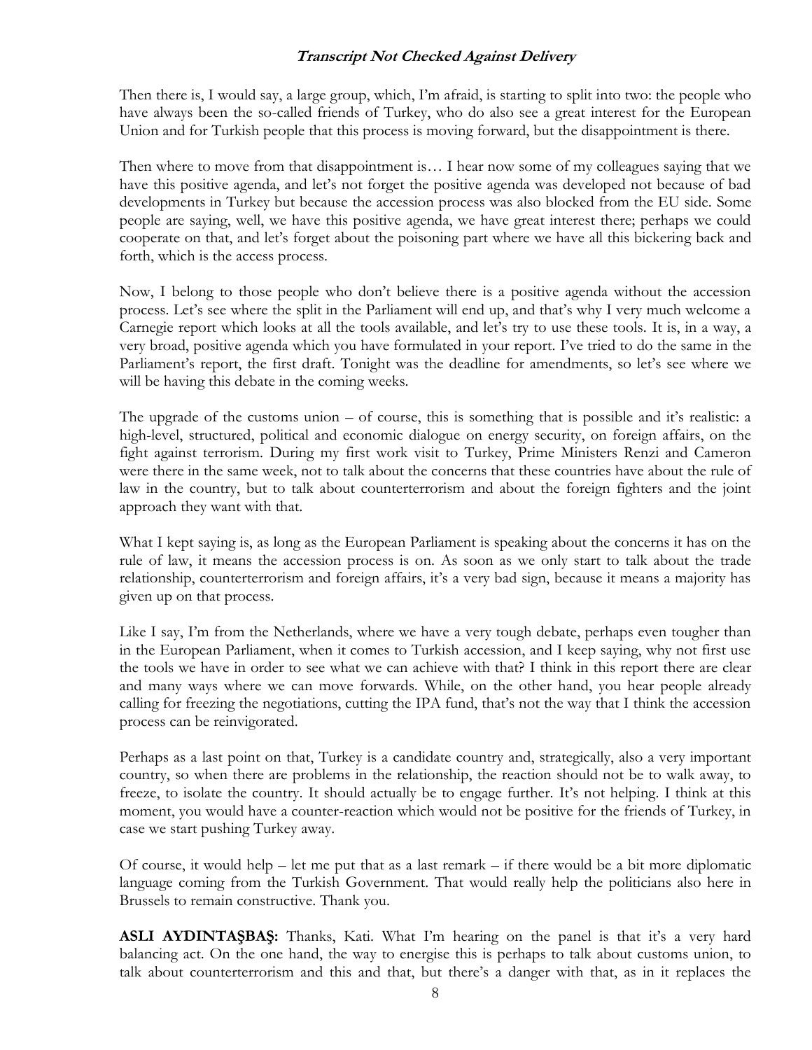Then there is, I would say, a large group, which, I'm afraid, is starting to split into two: the people who have always been the so-called friends of Turkey, who do also see a great interest for the European Union and for Turkish people that this process is moving forward, but the disappointment is there.

Then where to move from that disappointment is… I hear now some of my colleagues saying that we have this positive agenda, and let's not forget the positive agenda was developed not because of bad developments in Turkey but because the accession process was also blocked from the EU side. Some people are saying, well, we have this positive agenda, we have great interest there; perhaps we could cooperate on that, and let's forget about the poisoning part where we have all this bickering back and forth, which is the access process.

Now, I belong to those people who don't believe there is a positive agenda without the accession process. Let's see where the split in the Parliament will end up, and that's why I very much welcome a Carnegie report which looks at all the tools available, and let's try to use these tools. It is, in a way, a very broad, positive agenda which you have formulated in your report. I've tried to do the same in the Parliament's report, the first draft. Tonight was the deadline for amendments, so let's see where we will be having this debate in the coming weeks.

The upgrade of the customs union – of course, this is something that is possible and it's realistic: a high-level, structured, political and economic dialogue on energy security, on foreign affairs, on the fight against terrorism. During my first work visit to Turkey, Prime Ministers Renzi and Cameron were there in the same week, not to talk about the concerns that these countries have about the rule of law in the country, but to talk about counterterrorism and about the foreign fighters and the joint approach they want with that.

What I kept saying is, as long as the European Parliament is speaking about the concerns it has on the rule of law, it means the accession process is on. As soon as we only start to talk about the trade relationship, counterterrorism and foreign affairs, it's a very bad sign, because it means a majority has given up on that process.

Like I say, I'm from the Netherlands, where we have a very tough debate, perhaps even tougher than in the European Parliament, when it comes to Turkish accession, and I keep saying, why not first use the tools we have in order to see what we can achieve with that? I think in this report there are clear and many ways where we can move forwards. While, on the other hand, you hear people already calling for freezing the negotiations, cutting the IPA fund, that's not the way that I think the accession process can be reinvigorated.

Perhaps as a last point on that, Turkey is a candidate country and, strategically, also a very important country, so when there are problems in the relationship, the reaction should not be to walk away, to freeze, to isolate the country. It should actually be to engage further. It's not helping. I think at this moment, you would have a counter-reaction which would not be positive for the friends of Turkey, in case we start pushing Turkey away.

Of course, it would help – let me put that as a last remark – if there would be a bit more diplomatic language coming from the Turkish Government. That would really help the politicians also here in Brussels to remain constructive. Thank you.

**ASLI AYDINTAŞBAŞ:** Thanks, Kati. What I'm hearing on the panel is that it's a very hard balancing act. On the one hand, the way to energise this is perhaps to talk about customs union, to talk about counterterrorism and this and that, but there's a danger with that, as in it replaces the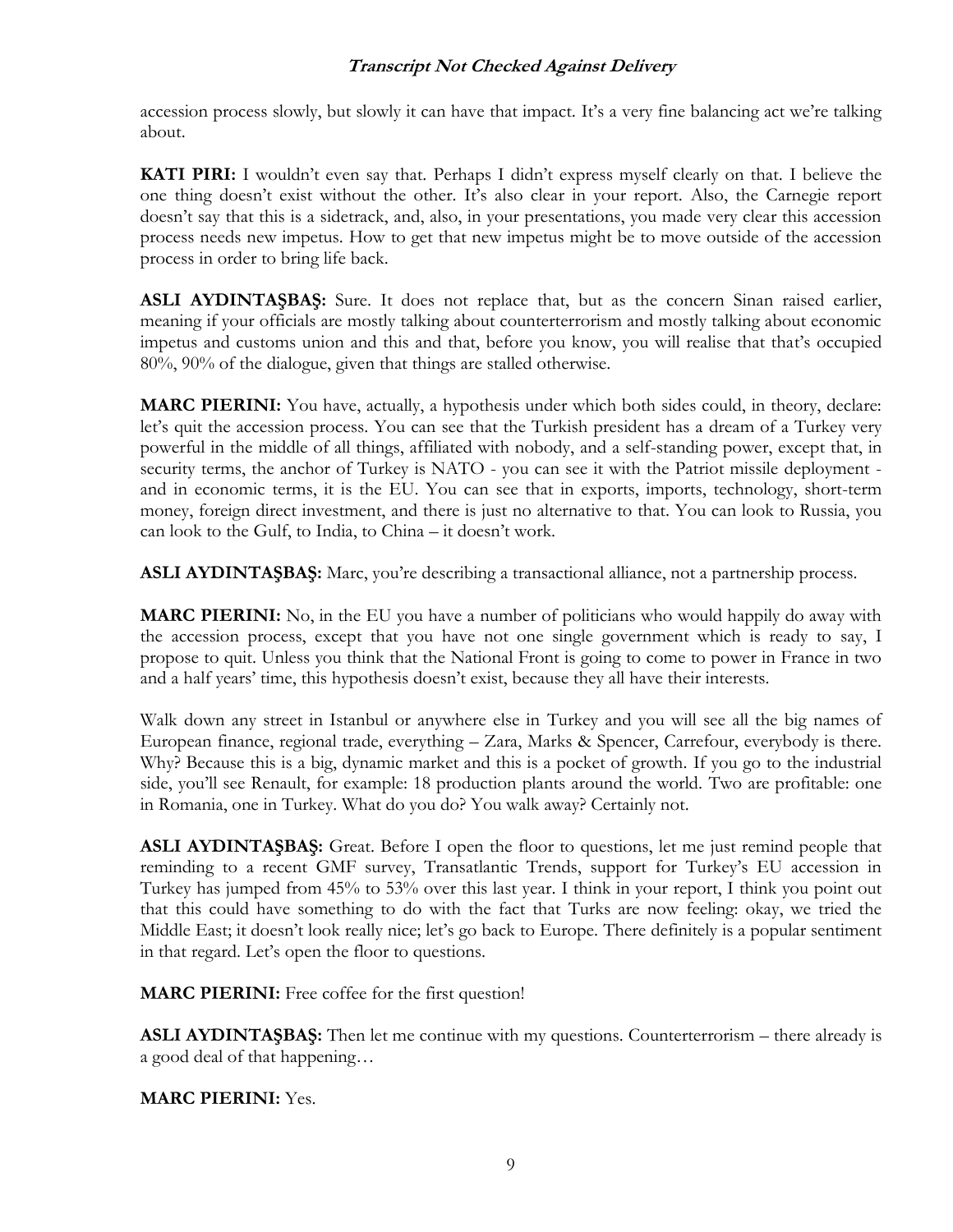accession process slowly, but slowly it can have that impact. It's a very fine balancing act we're talking about.

**KATI PIRI:** I wouldn't even say that. Perhaps I didn't express myself clearly on that. I believe the one thing doesn't exist without the other. It's also clear in your report. Also, the Carnegie report doesn't say that this is a sidetrack, and, also, in your presentations, you made very clear this accession process needs new impetus. How to get that new impetus might be to move outside of the accession process in order to bring life back.

**ASLI AYDINTAŞBAŞ:** Sure. It does not replace that, but as the concern Sinan raised earlier, meaning if your officials are mostly talking about counterterrorism and mostly talking about economic impetus and customs union and this and that, before you know, you will realise that that's occupied 80%, 90% of the dialogue, given that things are stalled otherwise.

**MARC PIERINI:** You have, actually, a hypothesis under which both sides could, in theory, declare: let's quit the accession process. You can see that the Turkish president has a dream of a Turkey very powerful in the middle of all things, affiliated with nobody, and a self-standing power, except that, in security terms, the anchor of Turkey is NATO - you can see it with the Patriot missile deployment - and in economic terms, it is the EU. You can see that in exports, imports, technology, short-term money, foreign direct investment, and there is just no alternative to that. You can look to Russia, you can look to the Gulf, to India, to China – it doesn't work.

**ASLI AYDINTAŞBAŞ:** Marc, you're describing a transactional alliance, not a partnership process.

**MARC PIERINI:** No, in the EU you have a number of politicians who would happily do away with the accession process, except that you have not one single government which is ready to say, I propose to quit. Unless you think that the National Front is going to come to power in France in two and a half years' time, this hypothesis doesn't exist, because they all have their interests.

Walk down any street in Istanbul or anywhere else in Turkey and you will see all the big names of European finance, regional trade, everything – Zara, Marks & Spencer, Carrefour, everybody is there. Why? Because this is a big, dynamic market and this is a pocket of growth. If you go to the industrial side, you'll see Renault, for example: 18 production plants around the world. Two are profitable: one in Romania, one in Turkey. What do you do? You walk away? Certainly not.

**ASLI AYDINTAŞBAŞ:** Great. Before I open the floor to questions, let me just remind people that reminding to a recent GMF survey, Transatlantic Trends, support for Turkey's EU accession in Turkey has jumped from 45% to 53% over this last year. I think in your report, I think you point out that this could have something to do with the fact that Turks are now feeling: okay, we tried the Middle East; it doesn't look really nice; let's go back to Europe. There definitely is a popular sentiment in that regard. Let's open the floor to questions.

**MARC PIERINI:** Free coffee for the first question!

**ASLI AYDINTAŞBAŞ:** Then let me continue with my questions. Counterterrorism – there already is a good deal of that happening…

**MARC PIERINI:** Yes.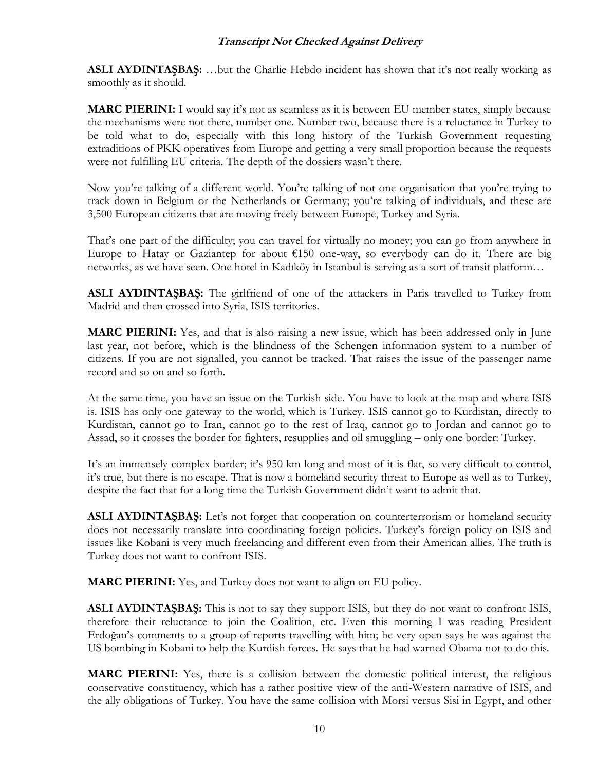**ASLI AYDINTAŞBAŞ:** …but the Charlie Hebdo incident has shown that it's not really working as smoothly as it should.

**MARC PIERINI:** I would say it's not as seamless as it is between EU member states, simply because the mechanisms were not there, number one. Number two, because there is a reluctance in Turkey to be told what to do, especially with this long history of the Turkish Government requesting extraditions of PKK operatives from Europe and getting a very small proportion because the requests were not fulfilling EU criteria. The depth of the dossiers wasn't there.

Now you're talking of a different world. You're talking of not one organisation that you're trying to track down in Belgium or the Netherlands or Germany; you're talking of individuals, and these are 3,500 European citizens that are moving freely between Europe, Turkey and Syria.

That's one part of the difficulty; you can travel for virtually no money; you can go from anywhere in Europe to Hatay or Gaziantep for about €150 one-way, so everybody can do it. There are big networks, as we have seen. One hotel in Kadıköy in Istanbul is serving as a sort of transit platform…

**ASLI AYDINTAŞBAŞ:** The girlfriend of one of the attackers in Paris travelled to Turkey from Madrid and then crossed into Syria, ISIS territories.

**MARC PIERINI:** Yes, and that is also raising a new issue, which has been addressed only in June last year, not before, which is the blindness of the Schengen information system to a number of citizens. If you are not signalled, you cannot be tracked. That raises the issue of the passenger name record and so on and so forth.

At the same time, you have an issue on the Turkish side. You have to look at the map and where ISIS is. ISIS has only one gateway to the world, which is Turkey. ISIS cannot go to Kurdistan, directly to Kurdistan, cannot go to Iran, cannot go to the rest of Iraq, cannot go to Jordan and cannot go to Assad, so it crosses the border for fighters, resupplies and oil smuggling – only one border: Turkey.

It's an immensely complex border; it's 950 km long and most of it is flat, so very difficult to control, it's true, but there is no escape. That is now a homeland security threat to Europe as well as to Turkey, despite the fact that for a long time the Turkish Government didn't want to admit that.

**ASLI AYDINTAŞBAŞ:** Let's not forget that cooperation on counterterrorism or homeland security does not necessarily translate into coordinating foreign policies. Turkey's foreign policy on ISIS and issues like Kobani is very much freelancing and different even from their American allies. The truth is Turkey does not want to confront ISIS.

**MARC PIERINI:** Yes, and Turkey does not want to align on EU policy.

**ASLI AYDINTAŞBAŞ:** This is not to say they support ISIS, but they do not want to confront ISIS, therefore their reluctance to join the Coalition, etc. Even this morning I was reading President Erdoğan's comments to a group of reports travelling with him; he very open says he was against the US bombing in Kobani to help the Kurdish forces. He says that he had warned Obama not to do this.

**MARC PIERINI:** Yes, there is a collision between the domestic political interest, the religious conservative constituency, which has a rather positive view of the anti-Western narrative of ISIS, and the ally obligations of Turkey. You have the same collision with Morsi versus Sisi in Egypt, and other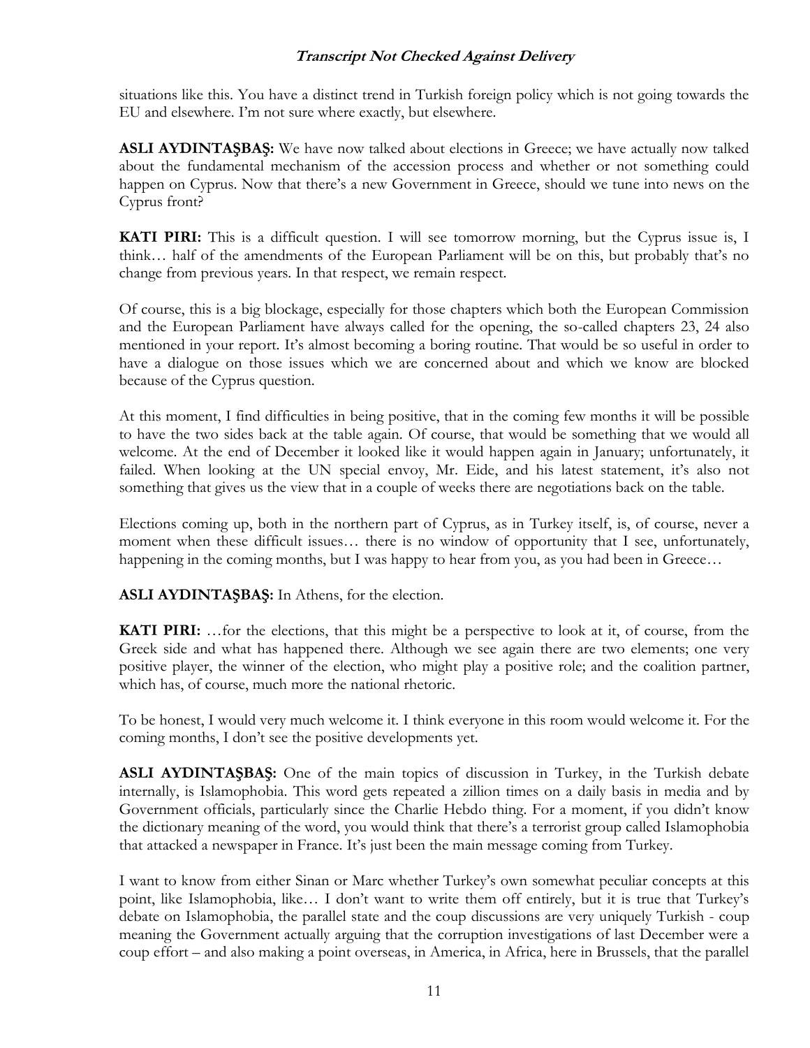situations like this. You have a distinct trend in Turkish foreign policy which is not going towards the EU and elsewhere. I'm not sure where exactly, but elsewhere.

**ASLI AYDINTAŞBAŞ:** We have now talked about elections in Greece; we have actually now talked about the fundamental mechanism of the accession process and whether or not something could happen on Cyprus. Now that there's a new Government in Greece, should we tune into news on the Cyprus front?

**KATI PIRI:** This is a difficult question. I will see tomorrow morning, but the Cyprus issue is, I think… half of the amendments of the European Parliament will be on this, but probably that's no change from previous years. In that respect, we remain respect.

Of course, this is a big blockage, especially for those chapters which both the European Commission and the European Parliament have always called for the opening, the so-called chapters 23, 24 also mentioned in your report. It's almost becoming a boring routine. That would be so useful in order to have a dialogue on those issues which we are concerned about and which we know are blocked because of the Cyprus question.

At this moment, I find difficulties in being positive, that in the coming few months it will be possible to have the two sides back at the table again. Of course, that would be something that we would all welcome. At the end of December it looked like it would happen again in January; unfortunately, it failed. When looking at the UN special envoy, Mr. Eide, and his latest statement, it's also not something that gives us the view that in a couple of weeks there are negotiations back on the table.

Elections coming up, both in the northern part of Cyprus, as in Turkey itself, is, of course, never a moment when these difficult issues… there is no window of opportunity that I see, unfortunately, happening in the coming months, but I was happy to hear from you, as you had been in Greece…

**ASLI AYDINTAŞBAŞ:** In Athens, for the election.

**KATI PIRI:** …for the elections, that this might be a perspective to look at it, of course, from the Greek side and what has happened there. Although we see again there are two elements; one very positive player, the winner of the election, who might play a positive role; and the coalition partner, which has, of course, much more the national rhetoric.

To be honest, I would very much welcome it. I think everyone in this room would welcome it. For the coming months, I don't see the positive developments yet.

**ASLI AYDINTAŞBAŞ:** One of the main topics of discussion in Turkey, in the Turkish debate internally, is Islamophobia. This word gets repeated a zillion times on a daily basis in media and by Government officials, particularly since the Charlie Hebdo thing. For a moment, if you didn't know the dictionary meaning of the word, you would think that there's a terrorist group called Islamophobia that attacked a newspaper in France. It's just been the main message coming from Turkey.

I want to know from either Sinan or Marc whether Turkey's own somewhat peculiar concepts at this point, like Islamophobia, like… I don't want to write them off entirely, but it is true that Turkey's debate on Islamophobia, the parallel state and the coup discussions are very uniquely Turkish - coup meaning the Government actually arguing that the corruption investigations of last December were a coup effort – and also making a point overseas, in America, in Africa, here in Brussels, that the parallel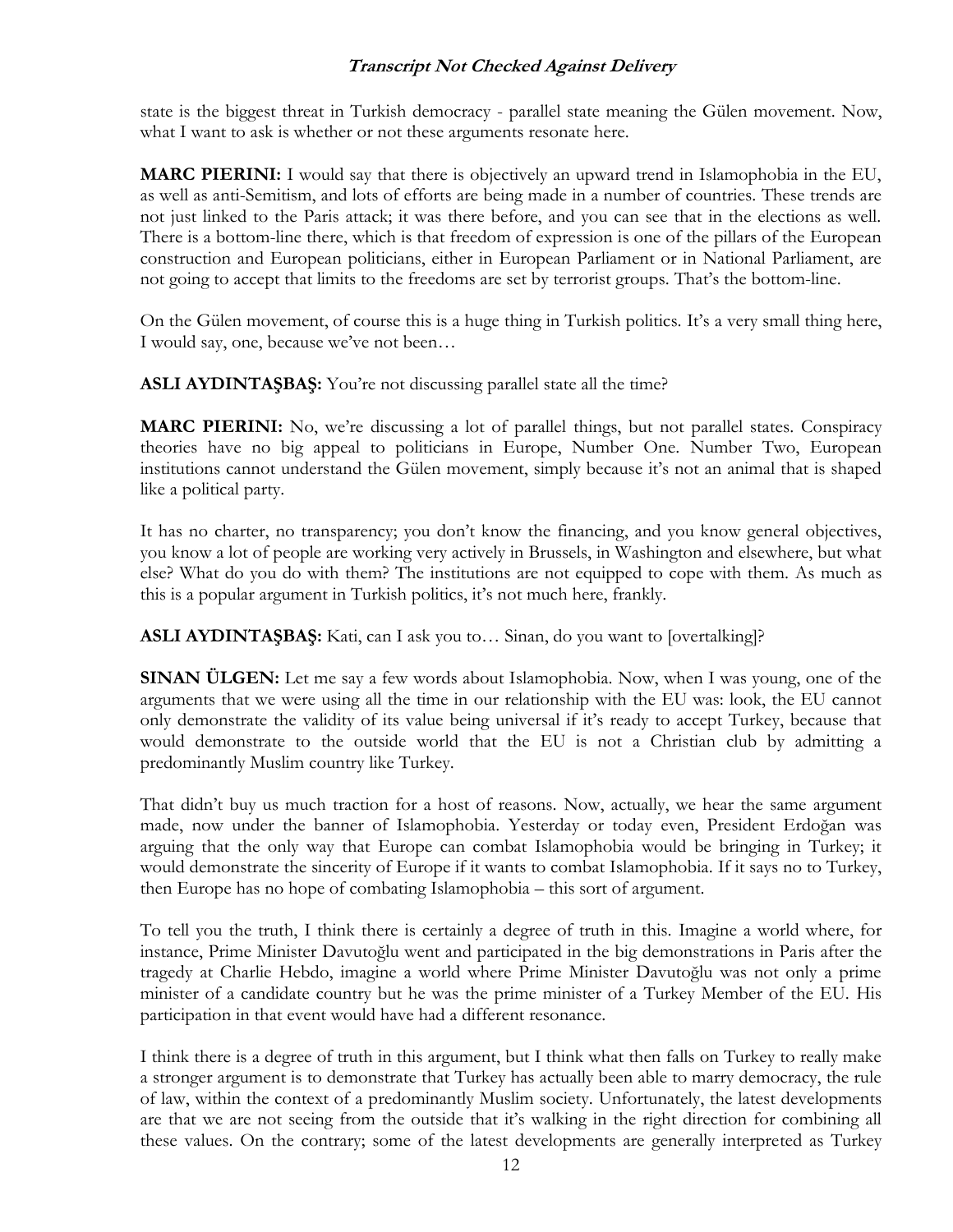state is the biggest threat in Turkish democracy - parallel state meaning the Gülen movement. Now, what I want to ask is whether or not these arguments resonate here.

**MARC PIERINI:** I would say that there is objectively an upward trend in Islamophobia in the EU, as well as anti-Semitism, and lots of efforts are being made in a number of countries. These trends are not just linked to the Paris attack; it was there before, and you can see that in the elections as well. There is a bottom-line there, which is that freedom of expression is one of the pillars of the European construction and European politicians, either in European Parliament or in National Parliament, are not going to accept that limits to the freedoms are set by terrorist groups. That's the bottom-line.

On the Gülen movement, of course this is a huge thing in Turkish politics. It's a very small thing here, I would say, one, because we've not been…

**ASLI AYDINTAŞBAŞ:** You're not discussing parallel state all the time?

**MARC PIERINI:** No, we're discussing a lot of parallel things, but not parallel states. Conspiracy theories have no big appeal to politicians in Europe, Number One. Number Two, European institutions cannot understand the Gülen movement, simply because it's not an animal that is shaped like a political party.

It has no charter, no transparency; you don't know the financing, and you know general objectives, you know a lot of people are working very actively in Brussels, in Washington and elsewhere, but what else? What do you do with them? The institutions are not equipped to cope with them. As much as this is a popular argument in Turkish politics, it's not much here, frankly.

**ASLI AYDINTAŞBAŞ:** Kati, can I ask you to… Sinan, do you want to [overtalking]?

**SINAN ÜLGEN:** Let me say a few words about Islamophobia. Now, when I was young, one of the arguments that we were using all the time in our relationship with the EU was: look, the EU cannot only demonstrate the validity of its value being universal if it's ready to accept Turkey, because that would demonstrate to the outside world that the EU is not a Christian club by admitting a predominantly Muslim country like Turkey.

That didn't buy us much traction for a host of reasons. Now, actually, we hear the same argument made, now under the banner of Islamophobia. Yesterday or today even, President Erdoğan was arguing that the only way that Europe can combat Islamophobia would be bringing in Turkey; it would demonstrate the sincerity of Europe if it wants to combat Islamophobia. If it says no to Turkey, then Europe has no hope of combating Islamophobia – this sort of argument.

To tell you the truth, I think there is certainly a degree of truth in this. Imagine a world where, for instance, Prime Minister Davutoğlu went and participated in the big demonstrations in Paris after the tragedy at Charlie Hebdo, imagine a world where Prime Minister Davutoğlu was not only a prime minister of a candidate country but he was the prime minister of a Turkey Member of the EU. His participation in that event would have had a different resonance.

I think there is a degree of truth in this argument, but I think what then falls on Turkey to really make a stronger argument is to demonstrate that Turkey has actually been able to marry democracy, the rule of law, within the context of a predominantly Muslim society. Unfortunately, the latest developments are that we are not seeing from the outside that it's walking in the right direction for combining all these values. On the contrary; some of the latest developments are generally interpreted as Turkey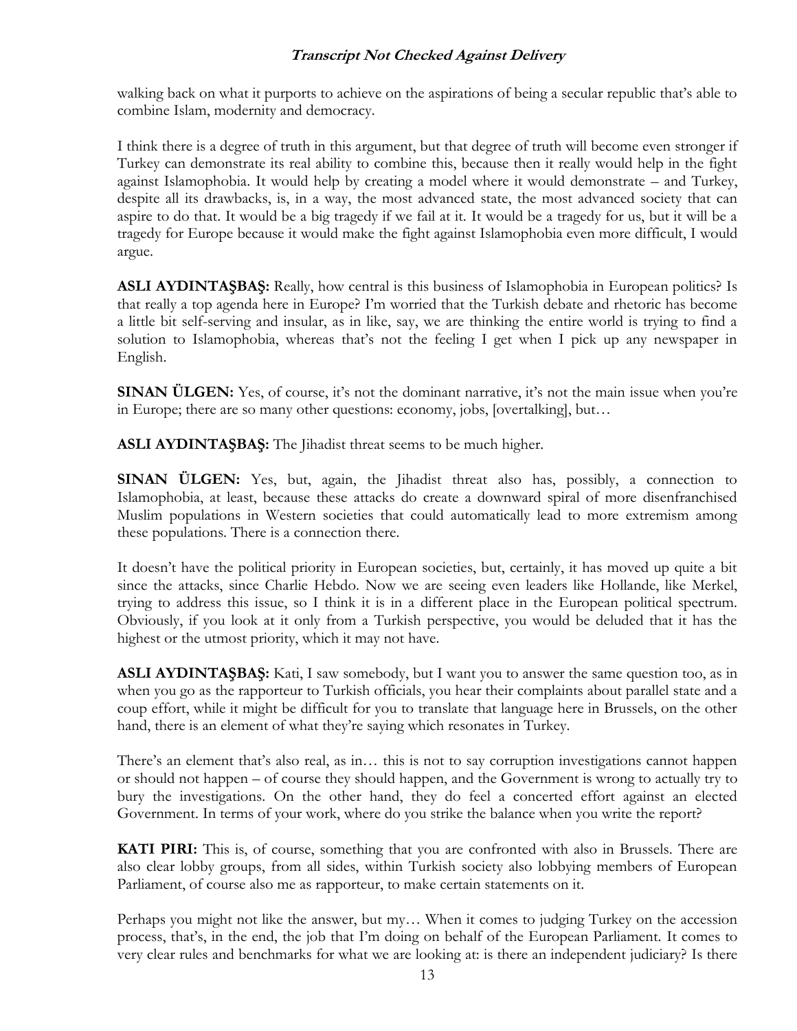walking back on what it purports to achieve on the aspirations of being a secular republic that's able to combine Islam, modernity and democracy.

I think there is a degree of truth in this argument, but that degree of truth will become even stronger if Turkey can demonstrate its real ability to combine this, because then it really would help in the fight against Islamophobia. It would help by creating a model where it would demonstrate – and Turkey, despite all its drawbacks, is, in a way, the most advanced state, the most advanced society that can aspire to do that. It would be a big tragedy if we fail at it. It would be a tragedy for us, but it will be a tragedy for Europe because it would make the fight against Islamophobia even more difficult, I would argue.

**ASLI AYDINTAŞBAŞ:** Really, how central is this business of Islamophobia in European politics? Is that really a top agenda here in Europe? I'm worried that the Turkish debate and rhetoric has become a little bit self-serving and insular, as in like, say, we are thinking the entire world is trying to find a solution to Islamophobia, whereas that's not the feeling I get when I pick up any newspaper in English.

**SINAN ÜLGEN:** Yes, of course, it's not the dominant narrative, it's not the main issue when you're in Europe; there are so many other questions: economy, jobs, [overtalking], but…

**ASLI AYDINTAŞBAŞ:** The Jihadist threat seems to be much higher.

**SINAN ÜLGEN:** Yes, but, again, the Jihadist threat also has, possibly, a connection to Islamophobia, at least, because these attacks do create a downward spiral of more disenfranchised Muslim populations in Western societies that could automatically lead to more extremism among these populations. There is a connection there.

It doesn't have the political priority in European societies, but, certainly, it has moved up quite a bit since the attacks, since Charlie Hebdo. Now we are seeing even leaders like Hollande, like Merkel, trying to address this issue, so I think it is in a different place in the European political spectrum. Obviously, if you look at it only from a Turkish perspective, you would be deluded that it has the highest or the utmost priority, which it may not have.

**ASLI AYDINTAŞBAŞ:** Kati, I saw somebody, but I want you to answer the same question too, as in when you go as the rapporteur to Turkish officials, you hear their complaints about parallel state and a coup effort, while it might be difficult for you to translate that language here in Brussels, on the other hand, there is an element of what they're saying which resonates in Turkey.

There's an element that's also real, as in… this is not to say corruption investigations cannot happen or should not happen – of course they should happen, and the Government is wrong to actually try to bury the investigations. On the other hand, they do feel a concerted effort against an elected Government. In terms of your work, where do you strike the balance when you write the report?

**KATI PIRI:** This is, of course, something that you are confronted with also in Brussels. There are also clear lobby groups, from all sides, within Turkish society also lobbying members of European Parliament, of course also me as rapporteur, to make certain statements on it.

Perhaps you might not like the answer, but my… When it comes to judging Turkey on the accession process, that's, in the end, the job that I'm doing on behalf of the European Parliament. It comes to very clear rules and benchmarks for what we are looking at: is there an independent judiciary? Is there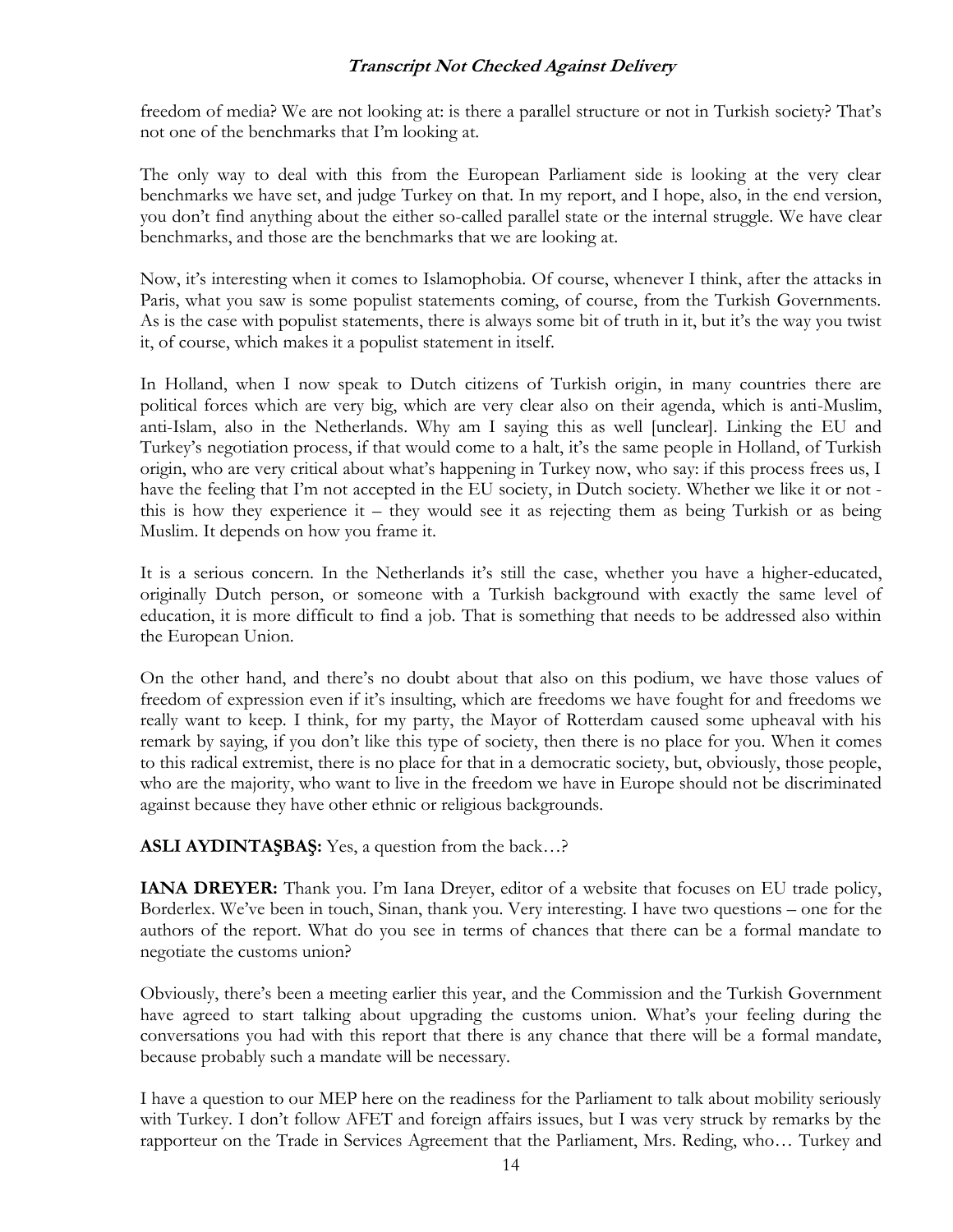freedom of media? We are not looking at: is there a parallel structure or not in Turkish society? That's not one of the benchmarks that I'm looking at.

The only way to deal with this from the European Parliament side is looking at the very clear benchmarks we have set, and judge Turkey on that. In my report, and I hope, also, in the end version, you don't find anything about the either so-called parallel state or the internal struggle. We have clear benchmarks, and those are the benchmarks that we are looking at.

Now, it's interesting when it comes to Islamophobia. Of course, whenever I think, after the attacks in Paris, what you saw is some populist statements coming, of course, from the Turkish Governments. As is the case with populist statements, there is always some bit of truth in it, but it's the way you twist it, of course, which makes it a populist statement in itself.

In Holland, when I now speak to Dutch citizens of Turkish origin, in many countries there are political forces which are very big, which are very clear also on their agenda, which is anti-Muslim, anti-Islam, also in the Netherlands. Why am I saying this as well [unclear]. Linking the EU and Turkey's negotiation process, if that would come to a halt, it's the same people in Holland, of Turkish origin, who are very critical about what's happening in Turkey now, who say: if this process frees us, I have the feeling that I'm not accepted in the EU society, in Dutch society. Whether we like it or not - this is how they experience it – they would see it as rejecting them as being Turkish or as being Muslim. It depends on how you frame it.

It is a serious concern. In the Netherlands it's still the case, whether you have a higher-educated, originally Dutch person, or someone with a Turkish background with exactly the same level of education, it is more difficult to find a job. That is something that needs to be addressed also within the European Union.

On the other hand, and there's no doubt about that also on this podium, we have those values of freedom of expression even if it's insulting, which are freedoms we have fought for and freedoms we really want to keep. I think, for my party, the Mayor of Rotterdam caused some upheaval with his remark by saying, if you don't like this type of society, then there is no place for you. When it comes to this radical extremist, there is no place for that in a democratic society, but, obviously, those people, who are the majority, who want to live in the freedom we have in Europe should not be discriminated against because they have other ethnic or religious backgrounds.

**ASLI AYDINTAŞBAŞ:** Yes, a question from the back…?

**IANA DREYER:** Thank you. I'm Iana Dreyer, editor of a website that focuses on EU trade policy, Borderlex. We've been in touch, Sinan, thank you. Very interesting. I have two questions – one for the authors of the report. What do you see in terms of chances that there can be a formal mandate to negotiate the customs union?

Obviously, there's been a meeting earlier this year, and the Commission and the Turkish Government have agreed to start talking about upgrading the customs union. What's your feeling during the conversations you had with this report that there is any chance that there will be a formal mandate, because probably such a mandate will be necessary.

I have a question to our MEP here on the readiness for the Parliament to talk about mobility seriously with Turkey. I don't follow AFET and foreign affairs issues, but I was very struck by remarks by the rapporteur on the Trade in Services Agreement that the Parliament, Mrs. Reding, who… Turkey and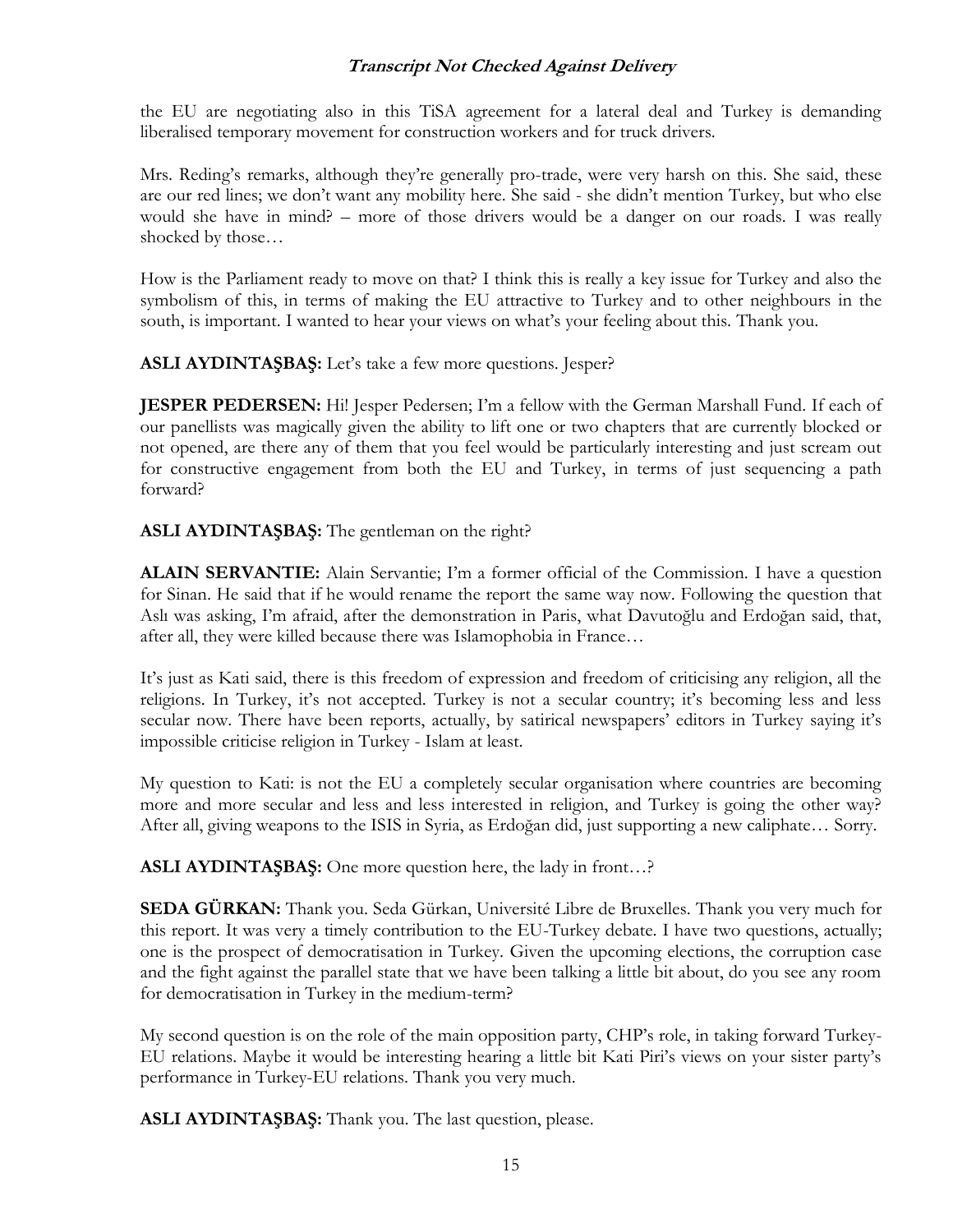the EU are negotiating also in this TiSA agreement for a lateral deal and Turkey is demanding liberalised temporary movement for construction workers and for truck drivers.

Mrs. Reding's remarks, although they're generally pro-trade, were very harsh on this. She said, these are our red lines; we don't want any mobility here. She said - she didn't mention Turkey, but who else would she have in mind? – more of those drivers would be a danger on our roads. I was really shocked by those…

How is the Parliament ready to move on that? I think this is really a key issue for Turkey and also the symbolism of this, in terms of making the EU attractive to Turkey and to other neighbours in the south, is important. I wanted to hear your views on what's your feeling about this. Thank you.

**ASLI AYDINTAŞBAŞ:** Let's take a few more questions. Jesper?

**JESPER PEDERSEN:** Hi! Jesper Pedersen; I'm a fellow with the German Marshall Fund. If each of our panellists was magically given the ability to lift one or two chapters that are currently blocked or not opened, are there any of them that you feel would be particularly interesting and just scream out for constructive engagement from both the EU and Turkey, in terms of just sequencing a path forward?

**ASLI AYDINTAŞBAŞ:** The gentleman on the right?

**ALAIN SERVANTIE:** Alain Servantie; I'm a former official of the Commission. I have a question for Sinan. He said that if he would rename the report the same way now. Following the question that Aslı was asking, I'm afraid, after the demonstration in Paris, what Davutoğlu and Erdoğan said, that, after all, they were killed because there was Islamophobia in France…

It's just as Kati said, there is this freedom of expression and freedom of criticising any religion, all the religions. In Turkey, it's not accepted. Turkey is not a secular country; it's becoming less and less secular now. There have been reports, actually, by satirical newspapers' editors in Turkey saying it's impossible criticise religion in Turkey - Islam at least.

My question to Kati: is not the EU a completely secular organisation where countries are becoming more and more secular and less and less interested in religion, and Turkey is going the other way? After all, giving weapons to the ISIS in Syria, as Erdoğan did, just supporting a new caliphate… Sorry.

**ASLI AYDINTAŞBAŞ:** One more question here, the lady in front…?

**SEDA GÜRKAN:** Thank you. Seda Gürkan, Université Libre de Bruxelles. Thank you very much for this report. It was very a timely contribution to the EU-Turkey debate. I have two questions, actually; one is the prospect of democratisation in Turkey. Given the upcoming elections, the corruption case and the fight against the parallel state that we have been talking a little bit about, do you see any room for democratisation in Turkey in the medium-term?

My second question is on the role of the main opposition party, CHP's role, in taking forward Turkey-EU relations. Maybe it would be interesting hearing a little bit Kati Piri's views on your sister party's performance in Turkey-EU relations. Thank you very much.

**ASLI AYDINTAŞBAŞ:** Thank you. The last question, please.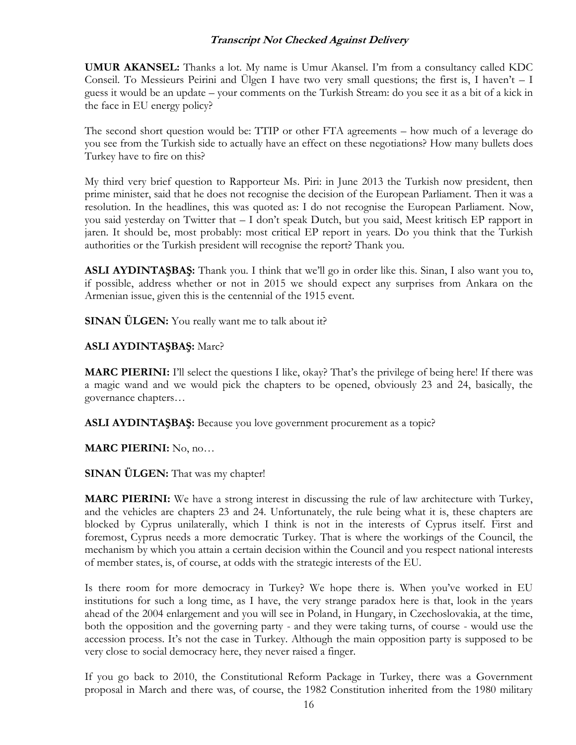**UMUR AKANSEL:** Thanks a lot. My name is Umur Akansel. I'm from a consultancy called KDC Conseil. To Messieurs Peirini and Ülgen I have two very small questions; the first is, I haven't – I guess it would be an update – your comments on the Turkish Stream: do you see it as a bit of a kick in the face in EU energy policy?

The second short question would be: TTIP or other FTA agreements – how much of a leverage do you see from the Turkish side to actually have an effect on these negotiations? How many bullets does Turkey have to fire on this?

My third very brief question to Rapporteur Ms. Piri: in June 2013 the Turkish now president, then prime minister, said that he does not recognise the decision of the European Parliament. Then it was a resolution. In the headlines, this was quoted as: I do not recognise the European Parliament. Now, you said yesterday on Twitter that – I don't speak Dutch, but you said, Meest kritisch EP rapport in jaren. It should be, most probably: most critical EP report in years. Do you think that the Turkish authorities or the Turkish president will recognise the report? Thank you.

**ASLI AYDINTAŞBAŞ:** Thank you. I think that we'll go in order like this. Sinan, I also want you to, if possible, address whether or not in 2015 we should expect any surprises from Ankara on the Armenian issue, given this is the centennial of the 1915 event.

**SINAN ÜLGEN:** You really want me to talk about it?

**ASLI AYDINTAŞBAŞ:** Marc?

**MARC PIERINI:** I'll select the questions I like, okay? That's the privilege of being here! If there was a magic wand and we would pick the chapters to be opened, obviously 23 and 24, basically, the governance chapters…

**ASLI AYDINTAŞBAŞ:** Because you love government procurement as a topic?

**MARC PIERINI:** No, no…

**SINAN ÜLGEN:** That was my chapter!

**MARC PIERINI:** We have a strong interest in discussing the rule of law architecture with Turkey, and the vehicles are chapters 23 and 24. Unfortunately, the rule being what it is, these chapters are blocked by Cyprus unilaterally, which I think is not in the interests of Cyprus itself. First and foremost, Cyprus needs a more democratic Turkey. That is where the workings of the Council, the mechanism by which you attain a certain decision within the Council and you respect national interests of member states, is, of course, at odds with the strategic interests of the EU.

Is there room for more democracy in Turkey? We hope there is. When you've worked in EU institutions for such a long time, as I have, the very strange paradox here is that, look in the years ahead of the 2004 enlargement and you will see in Poland, in Hungary, in Czechoslovakia, at the time, both the opposition and the governing party - and they were taking turns, of course - would use the accession process. It's not the case in Turkey. Although the main opposition party is supposed to be very close to social democracy here, they never raised a finger.

If you go back to 2010, the Constitutional Reform Package in Turkey, there was a Government proposal in March and there was, of course, the 1982 Constitution inherited from the 1980 military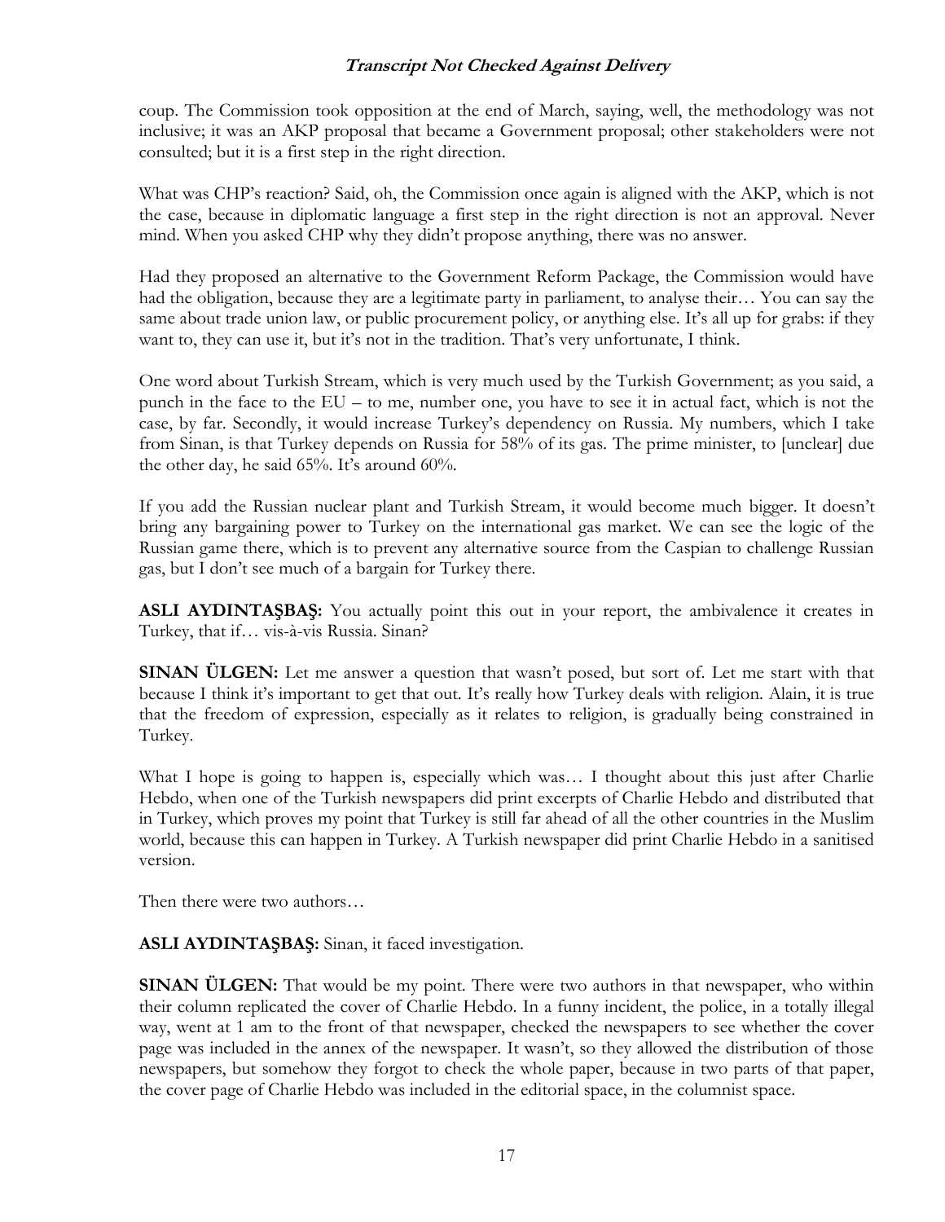coup. The Commission took opposition at the end of March, saying, well, the methodology was not inclusive; it was an AKP proposal that became a Government proposal; other stakeholders were not consulted; but it is a first step in the right direction.

What was CHP's reaction? Said, oh, the Commission once again is aligned with the AKP, which is not the case, because in diplomatic language a first step in the right direction is not an approval. Never mind. When you asked CHP why they didn't propose anything, there was no answer.

Had they proposed an alternative to the Government Reform Package, the Commission would have had the obligation, because they are a legitimate party in parliament, to analyse their… You can say the same about trade union law, or public procurement policy, or anything else. It's all up for grabs: if they want to, they can use it, but it's not in the tradition. That's very unfortunate, I think.

One word about Turkish Stream, which is very much used by the Turkish Government; as you said, a punch in the face to the EU – to me, number one, you have to see it in actual fact, which is not the case, by far. Secondly, it would increase Turkey's dependency on Russia. My numbers, which I take from Sinan, is that Turkey depends on Russia for 58% of its gas. The prime minister, to [unclear] due the other day, he said 65%. It's around 60%.

If you add the Russian nuclear plant and Turkish Stream, it would become much bigger. It doesn't bring any bargaining power to Turkey on the international gas market. We can see the logic of the Russian game there, which is to prevent any alternative source from the Caspian to challenge Russian gas, but I don't see much of a bargain for Turkey there.

**ASLI AYDINTAŞBAŞ:** You actually point this out in your report, the ambivalence it creates in Turkey, that if… vis-à-vis Russia. Sinan?

**SINAN ÜLGEN:** Let me answer a question that wasn't posed, but sort of. Let me start with that because I think it's important to get that out. It's really how Turkey deals with religion. Alain, it is true that the freedom of expression, especially as it relates to religion, is gradually being constrained in Turkey.

What I hope is going to happen is, especially which was… I thought about this just after Charlie Hebdo, when one of the Turkish newspapers did print excerpts of Charlie Hebdo and distributed that in Turkey, which proves my point that Turkey is still far ahead of all the other countries in the Muslim world, because this can happen in Turkey. A Turkish newspaper did print Charlie Hebdo in a sanitised version.

Then there were two authors…

**ASLI AYDINTAŞBAŞ:** Sinan, it faced investigation.

**SINAN ÜLGEN:** That would be my point. There were two authors in that newspaper, who within their column replicated the cover of Charlie Hebdo. In a funny incident, the police, in a totally illegal way, went at 1 am to the front of that newspaper, checked the newspapers to see whether the cover page was included in the annex of the newspaper. It wasn't, so they allowed the distribution of those newspapers, but somehow they forgot to check the whole paper, because in two parts of that paper, the cover page of Charlie Hebdo was included in the editorial space, in the columnist space.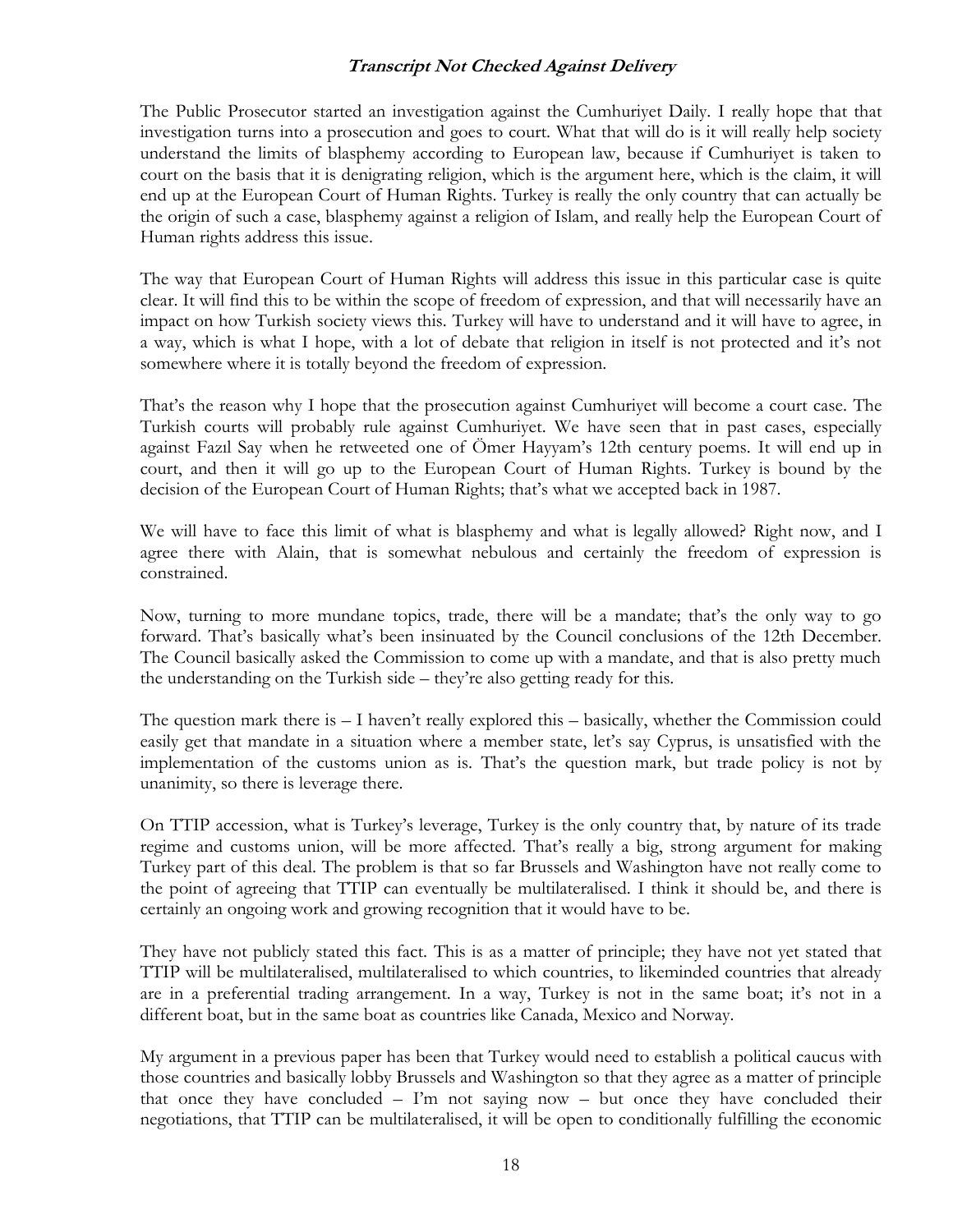The Public Prosecutor started an investigation against the Cumhuriyet Daily. I really hope that that investigation turns into a prosecution and goes to court. What that will do is it will really help society understand the limits of blasphemy according to European law, because if Cumhuriyet is taken to court on the basis that it is denigrating religion, which is the argument here, which is the claim, it will end up at the European Court of Human Rights. Turkey is really the only country that can actually be the origin of such a case, blasphemy against a religion of Islam, and really help the European Court of Human rights address this issue.

The way that European Court of Human Rights will address this issue in this particular case is quite clear. It will find this to be within the scope of freedom of expression, and that will necessarily have an impact on how Turkish society views this. Turkey will have to understand and it will have to agree, in a way, which is what I hope, with a lot of debate that religion in itself is not protected and it's not somewhere where it is totally beyond the freedom of expression.

That's the reason why I hope that the prosecution against Cumhuriyet will become a court case. The Turkish courts will probably rule against Cumhuriyet. We have seen that in past cases, especially against Fazıl Say when he retweeted one of Ömer Hayyam's 12th century poems. It will end up in court, and then it will go up to the European Court of Human Rights. Turkey is bound by the decision of the European Court of Human Rights; that's what we accepted back in 1987.

We will have to face this limit of what is blasphemy and what is legally allowed? Right now, and I agree there with Alain, that is somewhat nebulous and certainly the freedom of expression is constrained.

Now, turning to more mundane topics, trade, there will be a mandate; that's the only way to go forward. That's basically what's been insinuated by the Council conclusions of the 12th December. The Council basically asked the Commission to come up with a mandate, and that is also pretty much the understanding on the Turkish side – they're also getting ready for this.

The question mark there is – I haven't really explored this – basically, whether the Commission could easily get that mandate in a situation where a member state, let's say Cyprus, is unsatisfied with the implementation of the customs union as is. That's the question mark, but trade policy is not by unanimity, so there is leverage there.

On TTIP accession, what is Turkey's leverage, Turkey is the only country that, by nature of its trade regime and customs union, will be more affected. That's really a big, strong argument for making Turkey part of this deal. The problem is that so far Brussels and Washington have not really come to the point of agreeing that TTIP can eventually be multilateralised. I think it should be, and there is certainly an ongoing work and growing recognition that it would have to be.

They have not publicly stated this fact. This is as a matter of principle; they have not yet stated that TTIP will be multilateralised, multilateralised to which countries, to likeminded countries that already are in a preferential trading arrangement. In a way, Turkey is not in the same boat; it's not in a different boat, but in the same boat as countries like Canada, Mexico and Norway.

My argument in a previous paper has been that Turkey would need to establish a political caucus with those countries and basically lobby Brussels and Washington so that they agree as a matter of principle that once they have concluded – I'm not saying now – but once they have concluded their negotiations, that TTIP can be multilateralised, it will be open to conditionally fulfilling the economic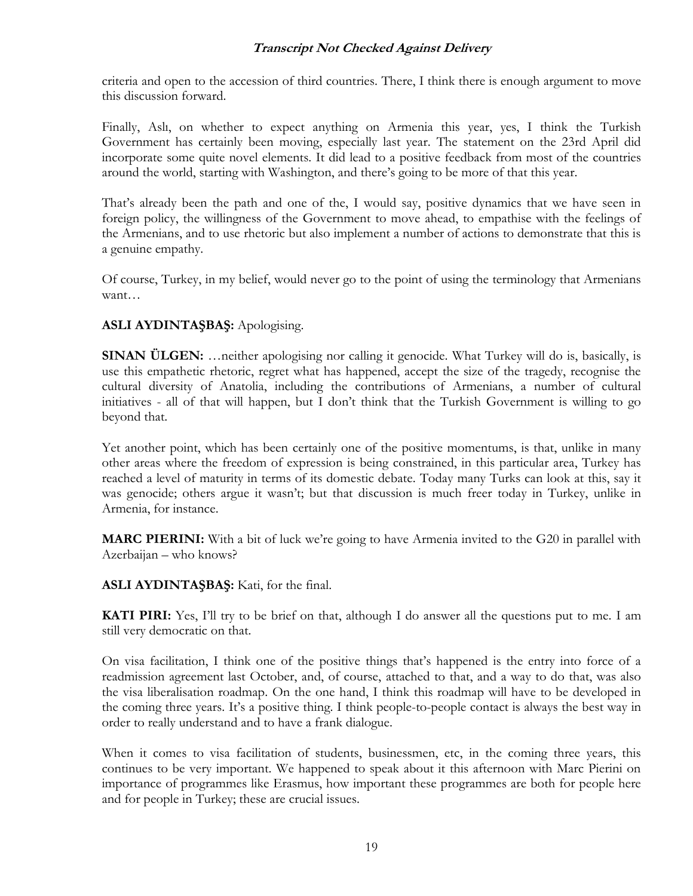criteria and open to the accession of third countries. There, I think there is enough argument to move this discussion forward.

Finally, Aslı, on whether to expect anything on Armenia this year, yes, I think the Turkish Government has certainly been moving, especially last year. The statement on the 23rd April did incorporate some quite novel elements. It did lead to a positive feedback from most of the countries around the world, starting with Washington, and there's going to be more of that this year.

That's already been the path and one of the, I would say, positive dynamics that we have seen in foreign policy, the willingness of the Government to move ahead, to empathise with the feelings of the Armenians, and to use rhetoric but also implement a number of actions to demonstrate that this is a genuine empathy.

Of course, Turkey, in my belief, would never go to the point of using the terminology that Armenians want…

**ASLI AYDINTAŞBAŞ:** Apologising.

**SINAN ÜLGEN:** …neither apologising nor calling it genocide. What Turkey will do is, basically, is use this empathetic rhetoric, regret what has happened, accept the size of the tragedy, recognise the cultural diversity of Anatolia, including the contributions of Armenians, a number of cultural initiatives - all of that will happen, but I don't think that the Turkish Government is willing to go beyond that.

Yet another point, which has been certainly one of the positive momentums, is that, unlike in many other areas where the freedom of expression is being constrained, in this particular area, Turkey has reached a level of maturity in terms of its domestic debate. Today many Turks can look at this, say it was genocide; others argue it wasn't; but that discussion is much freer today in Turkey, unlike in Armenia, for instance.

**MARC PIERINI:** With a bit of luck we're going to have Armenia invited to the G20 in parallel with Azerbaijan – who knows?

**ASLI AYDINTAŞBAŞ:** Kati, for the final.

**KATI PIRI:** Yes, I'll try to be brief on that, although I do answer all the questions put to me. I am still very democratic on that.

On visa facilitation, I think one of the positive things that's happened is the entry into force of a readmission agreement last October, and, of course, attached to that, and a way to do that, was also the visa liberalisation roadmap. On the one hand, I think this roadmap will have to be developed in the coming three years. It's a positive thing. I think people-to-people contact is always the best way in order to really understand and to have a frank dialogue.

When it comes to visa facilitation of students, businessmen, etc, in the coming three years, this continues to be very important. We happened to speak about it this afternoon with Marc Pierini on importance of programmes like Erasmus, how important these programmes are both for people here and for people in Turkey; these are crucial issues.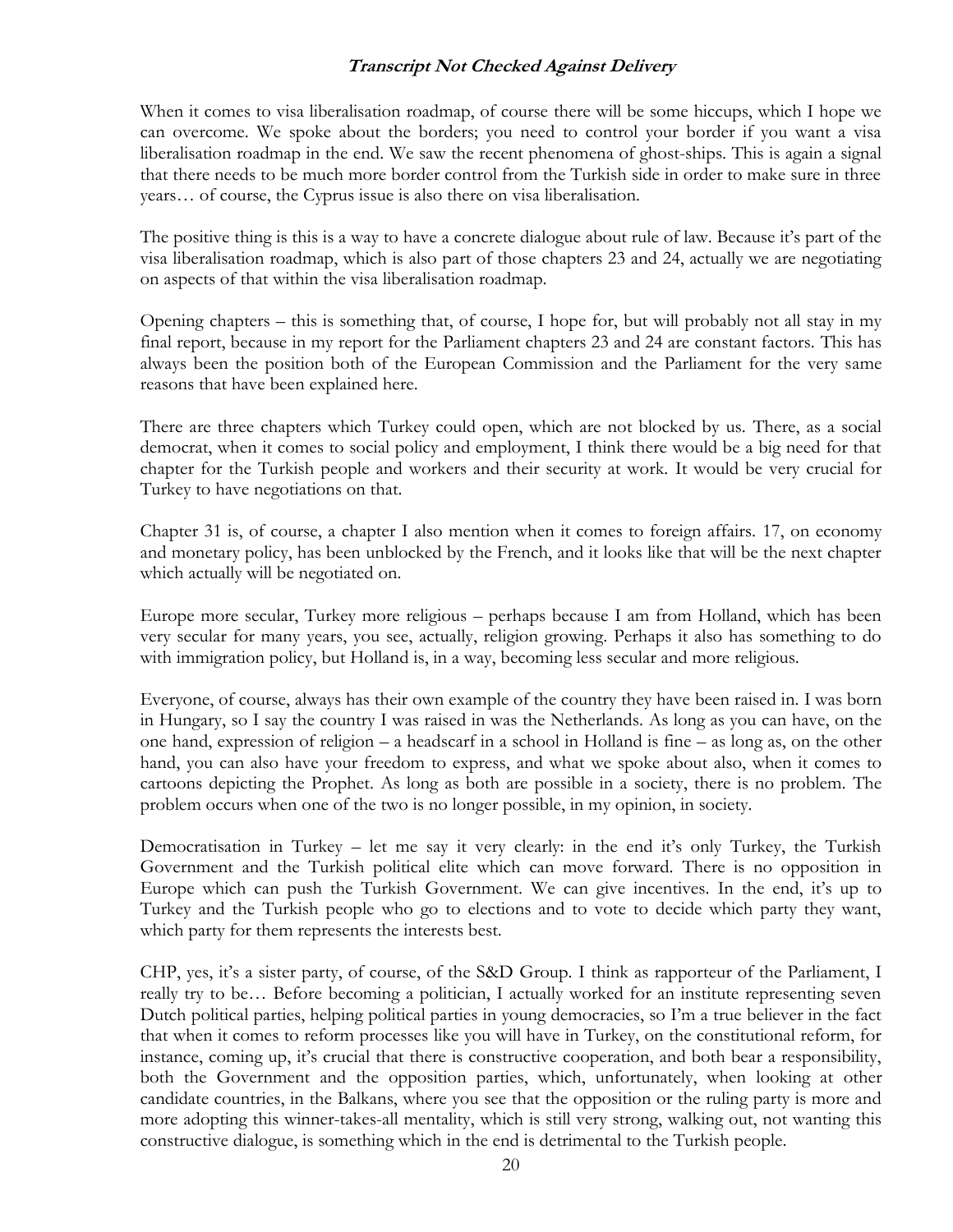When it comes to visa liberalisation roadmap, of course there will be some hiccups, which I hope we can overcome. We spoke about the borders; you need to control your border if you want a visa liberalisation roadmap in the end. We saw the recent phenomena of ghost-ships. This is again a signal that there needs to be much more border control from the Turkish side in order to make sure in three years… of course, the Cyprus issue is also there on visa liberalisation.

The positive thing is this is a way to have a concrete dialogue about rule of law. Because it's part of the visa liberalisation roadmap, which is also part of those chapters 23 and 24, actually we are negotiating on aspects of that within the visa liberalisation roadmap.

Opening chapters – this is something that, of course, I hope for, but will probably not all stay in my final report, because in my report for the Parliament chapters 23 and 24 are constant factors. This has always been the position both of the European Commission and the Parliament for the very same reasons that have been explained here.

There are three chapters which Turkey could open, which are not blocked by us. There, as a social democrat, when it comes to social policy and employment, I think there would be a big need for that chapter for the Turkish people and workers and their security at work. It would be very crucial for Turkey to have negotiations on that.

Chapter 31 is, of course, a chapter I also mention when it comes to foreign affairs. 17, on economy and monetary policy, has been unblocked by the French, and it looks like that will be the next chapter which actually will be negotiated on.

Europe more secular, Turkey more religious – perhaps because I am from Holland, which has been very secular for many years, you see, actually, religion growing. Perhaps it also has something to do with immigration policy, but Holland is, in a way, becoming less secular and more religious.

Everyone, of course, always has their own example of the country they have been raised in. I was born in Hungary, so I say the country I was raised in was the Netherlands. As long as you can have, on the one hand, expression of religion – a headscarf in a school in Holland is fine – as long as, on the other hand, you can also have your freedom to express, and what we spoke about also, when it comes to cartoons depicting the Prophet. As long as both are possible in a society, there is no problem. The problem occurs when one of the two is no longer possible, in my opinion, in society.

Democratisation in Turkey – let me say it very clearly: in the end it's only Turkey, the Turkish Government and the Turkish political elite which can move forward. There is no opposition in Europe which can push the Turkish Government. We can give incentives. In the end, it's up to Turkey and the Turkish people who go to elections and to vote to decide which party they want, which party for them represents the interests best.

CHP, yes, it's a sister party, of course, of the S&D Group. I think as rapporteur of the Parliament, I really try to be… Before becoming a politician, I actually worked for an institute representing seven Dutch political parties, helping political parties in young democracies, so I'm a true believer in the fact that when it comes to reform processes like you will have in Turkey, on the constitutional reform, for instance, coming up, it's crucial that there is constructive cooperation, and both bear a responsibility, both the Government and the opposition parties, which, unfortunately, when looking at other candidate countries, in the Balkans, where you see that the opposition or the ruling party is more and more adopting this winner-takes-all mentality, which is still very strong, walking out, not wanting this constructive dialogue, is something which in the end is detrimental to the Turkish people.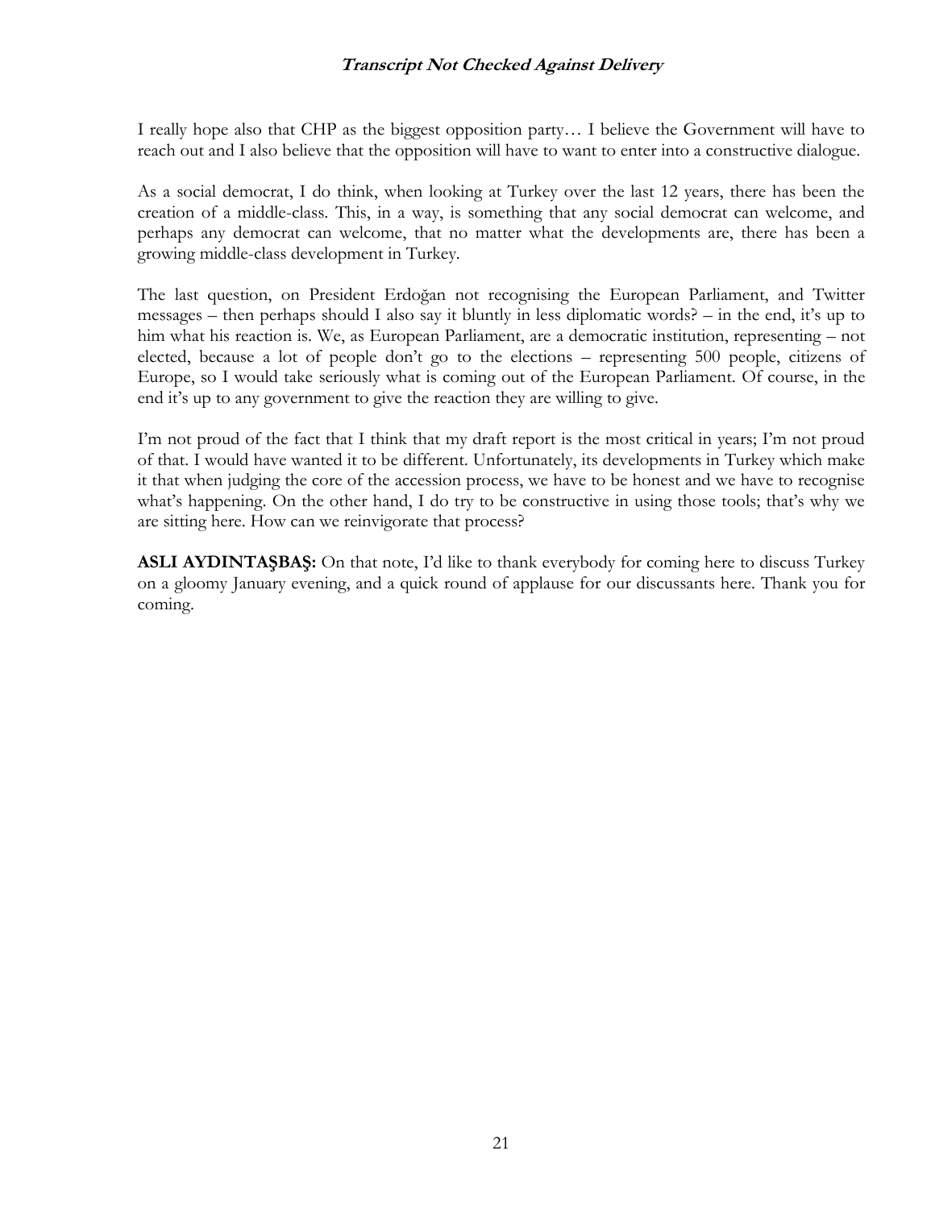I really hope also that CHP as the biggest opposition party… I believe the Government will have to reach out and I also believe that the opposition will have to want to enter into a constructive dialogue.

As a social democrat, I do think, when looking at Turkey over the last 12 years, there has been the creation of a middle-class. This, in a way, is something that any social democrat can welcome, and perhaps any democrat can welcome, that no matter what the developments are, there has been a growing middle-class development in Turkey.

The last question, on President Erdoğan not recognising the European Parliament, and Twitter messages – then perhaps should I also say it bluntly in less diplomatic words? – in the end, it's up to him what his reaction is. We, as European Parliament, are a democratic institution, representing – not elected, because a lot of people don't go to the elections – representing 500 people, citizens of Europe, so I would take seriously what is coming out of the European Parliament. Of course, in the end it's up to any government to give the reaction they are willing to give.

I'm not proud of the fact that I think that my draft report is the most critical in years; I'm not proud of that. I would have wanted it to be different. Unfortunately, its developments in Turkey which make it that when judging the core of the accession process, we have to be honest and we have to recognise what's happening. On the other hand, I do try to be constructive in using those tools; that's why we are sitting here. How can we reinvigorate that process?

**ASLI AYDINTAŞBAŞ:** On that note, I'd like to thank everybody for coming here to discuss Turkey on a gloomy January evening, and a quick round of applause for our discussants here. Thank you for coming.